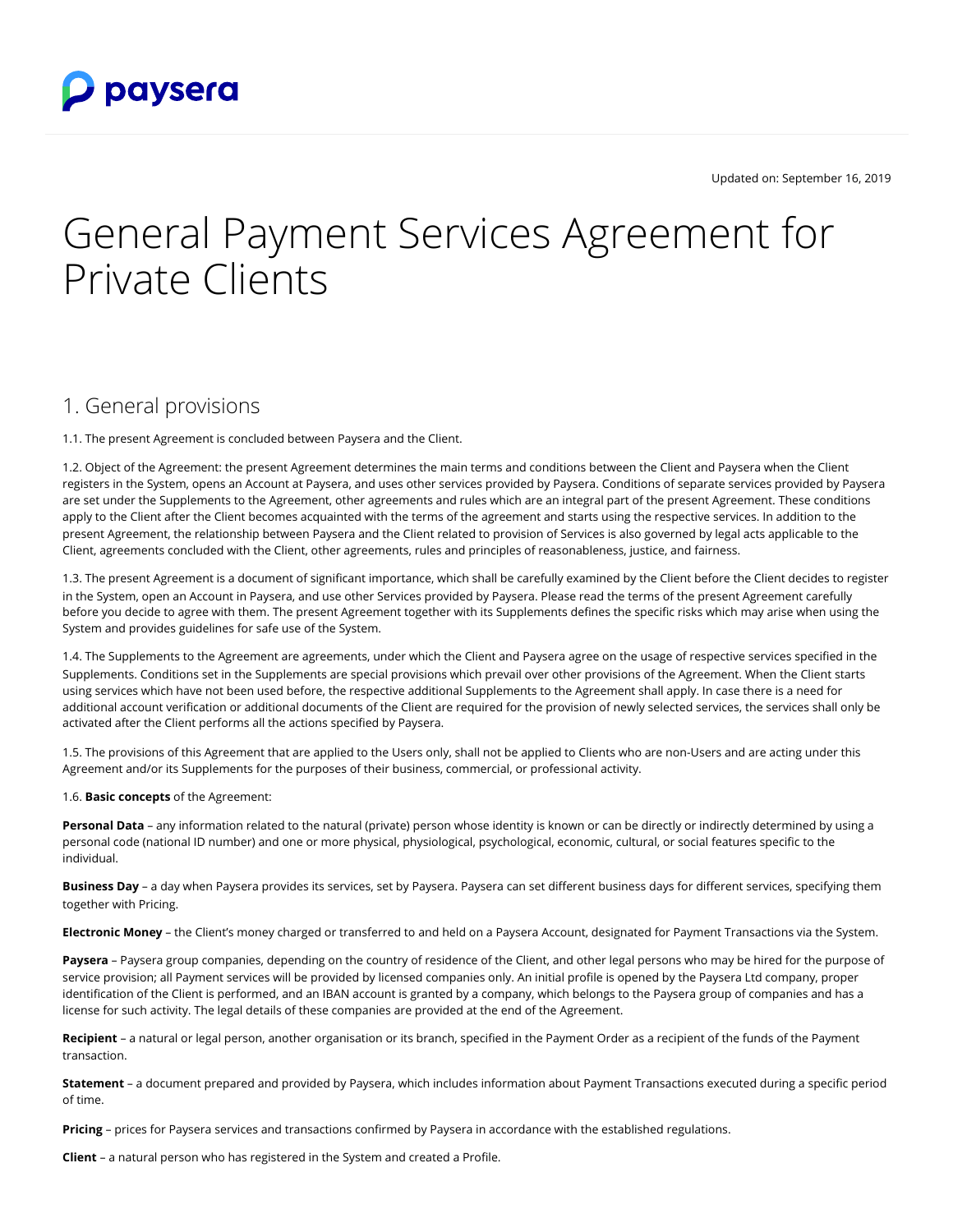Updated on: September 16, 2019

# General Payment Services Agreement for Private Clients

## 1. General provisions

1.1. The present Agreement is concluded between Paysera and the Client.

1.2. Object of the Agreement: the present Agreement determines the main terms and conditions between the Client and Paysera when the Client registers in the System, opens an Account at Paysera, and uses other services provided by Paysera. Conditions of separate services provided by Paysera are set under the Supplements to the Agreement, other agreements and rules which are an integral part of the present Agreement. These conditions apply to the Client after the Client becomes acquainted with the terms of the agreement and starts using the respective services. In addition to the present Agreement, the relationship between Paysera and the Client related to provision of Services is also governed by legal acts applicable to the Client, agreements concluded with the Client, other agreements, rules and principles of reasonableness, justice, and fairness.

1.3. The present Agreement is a document of significant importance, which shall be carefully examined by the Client before the Client decides to register in the System, open an Account in Paysera, and use other Services provided by Paysera. Please read the terms of the present Agreement carefully before you decide to agree with them. The present Agreement together with its Supplements defines the specific risks which may arise when using the System and provides guidelines for safe use of the System.

1.4. The Supplements to the Agreement are agreements, under which the Client and Paysera agree on the usage of respective services specified in the Supplements. Conditions set in the Supplements are special provisions which prevail over other provisions of the Agreement. When the Client starts using services which have not been used before, the respective additional Supplements to the Agreement shall apply. In case there is a need for additional account verification or additional documents of the Client are required for the provision of newly selected services, the services shall only be activated after the Client performs all the actions specified by Paysera.

1.5. The provisions of this Agreement that are applied to the Users only, shall not be applied to Clients who are non-Users and are acting under this Agreement and/or its Supplements for the purposes of their business, commercial, or professional activity.

1.6. **Basic concepts** of the Agreement:

**Personal Data** – any information related to the natural (private) person whose identity is known or can be directly or indirectly determined by using a personal code (national ID number) and one or more physical, physiological, psychological, economic, cultural, or social features specific to the individual.

**Business Day** – a day when Paysera provides its services, set by Paysera. Paysera can set different business days for different services, specifying them together with Pricing.

**Electronic Money** – the Client's money charged or transferred to and held on a Paysera Account, designated for Payment Transactions via the System.

**Paysera** – Paysera group companies, depending on the country of residence of the Client, and other legal persons who may be hired for the purpose of service provision; all Payment services will be provided by licensed companies only. An initial profile is opened by the Paysera Ltd company, proper identification of the Client is performed, and an IBAN account is granted by a company, which belongs to the Paysera group of companies and has a license for such activity. The legal details of these companies are provided at the end of the Agreement.

**Recipient** – a natural or legal person, another organisation or its branch, specified in the Payment Order as a recipient of the funds of the Payment transaction.

**Statement** – a document prepared and provided by Paysera, which includes information about Payment Transactions executed during a specific period of time.

**Pricing** – prices for Paysera services and transactions confirmed by Paysera in accordance with the established regulations.

**Client** – a natural person who has registered in the System and created a Profile.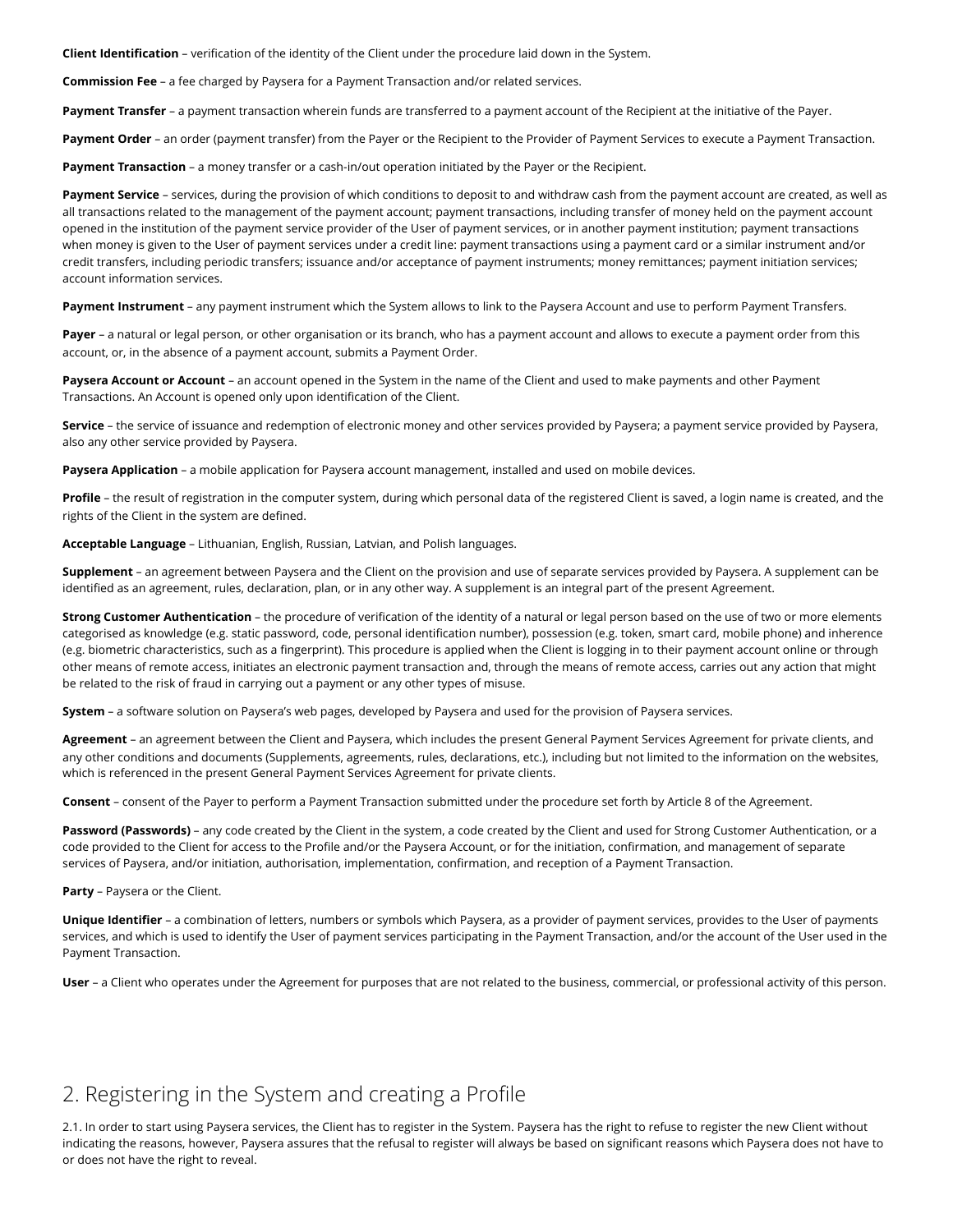**Client Identification** – verification of the identity of the Client under the procedure laid down in the System.

**Commission Fee** – a fee charged by Paysera for a Payment Transaction and/or related services.

**Payment Transfer** – a payment transaction wherein funds are transferred to a payment account of the Recipient at the initiative of the Payer.

**Payment Order** – an order (payment transfer) from the Payer or the Recipient to the Provider of Payment Services to execute a Payment Transaction.

**Payment Transaction** – a money transfer or a cash-in/out operation initiated by the Payer or the Recipient.

**Payment Service** – services, during the provision of which conditions to deposit to and withdraw cash from the payment account are created, as well as all transactions related to the management of the payment account; payment transactions, including transfer of money held on the payment account opened in the institution of the payment service provider of the User of payment services, or in another payment institution; payment transactions when money is given to the User of payment services under a credit line: payment transactions using a payment card or a similar instrument and/or credit transfers, including periodic transfers; issuance and/or acceptance of payment instruments; money remittances; payment initiation services; account information services.

**Payment Instrument** – any payment instrument which the System allows to link to the Paysera Account and use to perform Payment Transfers.

**Payer** – a natural or legal person, or other organisation or its branch, who has a payment account and allows to execute a payment order from this account, or, in the absence of a payment account, submits a Payment Order.

**Paysera Account or Account** – an account opened in the System in the name of the Client and used to make payments and other Payment Transactions. An Account is opened only upon identification of the Client.

**Service** – the service of issuance and redemption of electronic money and other services provided by Paysera; a payment service provided by Paysera, also any other service provided by Paysera.

**Paysera Application** – a mobile application for Paysera account management, installed and used on mobile devices.

**Profile** – the result of registration in the computer system, during which personal data of the registered Client is saved, a login name is created, and the rights of the Client in the system are defined.

**Acceptable Language** – Lithuanian, English, Russian, Latvian, and Polish languages.

**Supplement** – an agreement between Paysera and the Client on the provision and use of separate services provided by Paysera. A supplement can be identified as an agreement, rules, declaration, plan, or in any other way. A supplement is an integral part of the present Agreement.

**Strong Customer Authentication** – the procedure of verification of the identity of a natural or legal person based on the use of two or more elements categorised as knowledge (e.g. static password, code, personal identification number), possession (e.g. token, smart card, mobile phone) and inherence (e.g. biometric characteristics, such as a fingerprint). This procedure is applied when the Client is logging in to their payment account online or through other means of remote access, initiates an electronic payment transaction and, through the means of remote access, carries out any action that might be related to the risk of fraud in carrying out a payment or any other types of misuse.

**System** – a software solution on Paysera's web pages, developed by Paysera and used for the provision of Paysera services.

**Agreement** – an agreement between the Client and Paysera, which includes the present General Payment Services Agreement for private clients, and any other conditions and documents (Supplements, agreements, rules, declarations, etc.), including but not limited to the information on the websites, which is referenced in the present General Payment Services Agreement for private clients.

**Consent** – consent of the Payer to perform a Payment Transaction submitted under the procedure set forth by Article 8 of the Agreement.

**Password (Passwords)** – any code created by the Client in the system, a code created by the Client and used for Strong Customer Authentication, or a code provided to the Client for access to the Profile and/or the Paysera Account, or for the initiation, confirmation, and management of separate services of Paysera, and/or initiation, authorisation, implementation, confirmation, and reception of a Payment Transaction.

**Party** – Paysera or the Client.

**Unique Identifier** – a combination of letters, numbers or symbols which Paysera, as a provider of payment services, provides to the User of payments services, and which is used to identify the User of payment services participating in the Payment Transaction, and/or the account of the User used in the Payment Transaction.

**User** – a Client who operates under the Agreement for purposes that are not related to the business, commercial, or professional activity of this person.

## 2. Registering in the System and creating a Profile

2.1. In order to start using Paysera services, the Client has to register in the System. Paysera has the right to refuse to register the new Client without indicating the reasons, however, Paysera assures that the refusal to register will always be based on significant reasons which Paysera does not have to or does not have the right to reveal.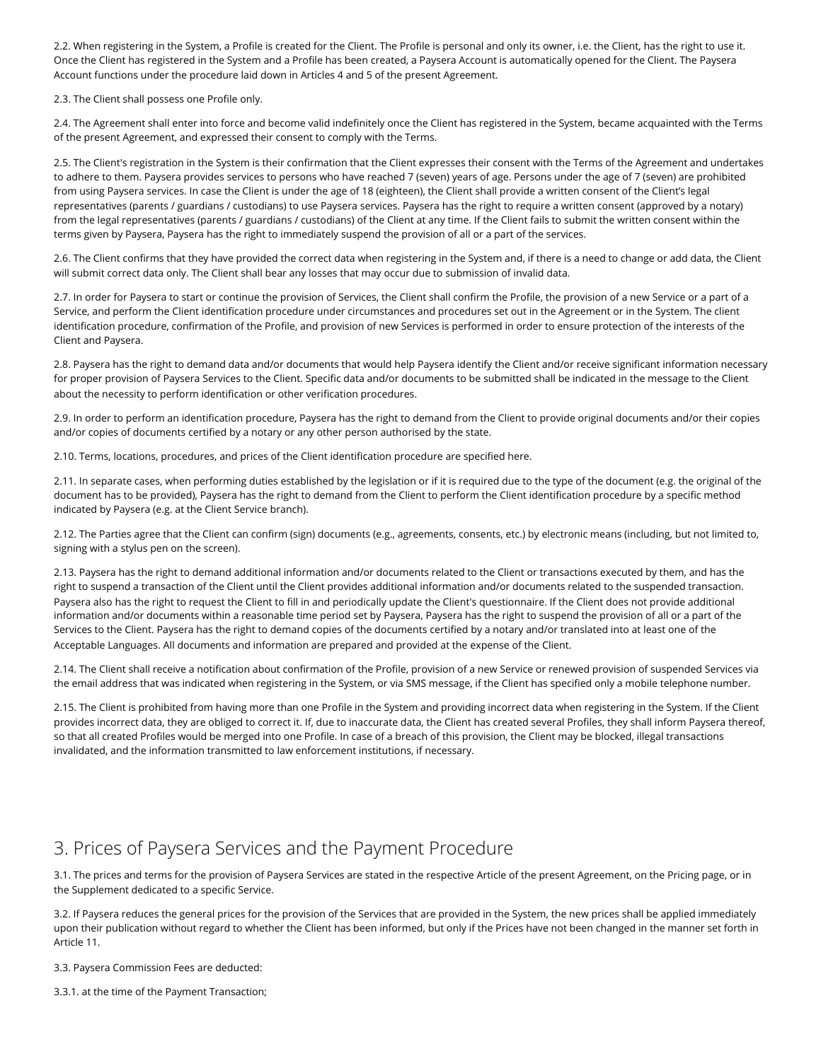2.2. When registering in the System, a Profile is created for the Client. The Profile is personal and only its owner, i.e. the Client, has the right to use it. Once the Client has registered in the System and a Profile has been created, a Paysera Account is automatically opened for the Client. The Paysera Account functions under the procedure laid down in Articles 4 and 5 of the present Agreement.

2.3. The Client shall possess one Profile only.

2.4. The Agreement shall enter into force and become valid indefinitely once the Client has registered in the System, became acquainted with the Terms of the present Agreement, and expressed their consent to comply with the Terms.

2.5. The Client's registration in the System is their confirmation that the Client expresses their consent with the Terms of the Agreement and undertakes to adhere to them. Paysera provides services to persons who have reached 7 (seven) years of age. Persons under the age of 7 (seven) are prohibited from using Paysera services. In case the Client is under the age of 18 (eighteen), the Client shall provide a written consent of the Client's legal representatives (parents / guardians / custodians) to use Paysera services. Paysera has the right to require a written consent (approved by a notary) from the legal representatives (parents / guardians / custodians) of the Client at any time. If the Client fails to submit the written consent within the terms given by Paysera, Paysera has the right to immediately suspend the provision of all or a part of the services.

2.6. The Client confirms that they have provided the correct data when registering in the System and, if there is a need to change or add data, the Client will submit correct data only. The Client shall bear any losses that may occur due to submission of invalid data.

2.7. In order for Paysera to start or continue the provision of Services, the Client shall confirm the Profile, the provision of a new Service or a part of a Service, and perform the Client identification procedure under circumstances and procedures set out in the Agreement or in the System. The client identification procedure, confirmation of the Profile, and provision of new Services is performed in order to ensure protection of the interests of the Client and Paysera.

2.8. Paysera has the right to demand data and/or documents that would help Paysera identify the Client and/or receive significant information necessary for proper provision of Paysera Services to the Client. Specific data and/or documents to be submitted shall be indicated in the message to the Client about the necessity to perform identification or other verification procedures.

2.9. In order to perform an identification procedure, Paysera has the right to demand from the Client to provide original documents and/or their copies and/or copies of documents certified by a notary or any other person authorised by the state.

2.10. Terms, locations, procedures, and prices of the Client identification procedure are specified here.

2.11. In separate cases, when performing duties established by the legislation or if it is required due to the type of the document (e.g. the original of the document has to be provided), Paysera has the right to demand from the Client to perform the Client identification procedure by a specific method indicated by Paysera (e.g. at the Client Service branch).

2.12. The Parties agree that the Client can confirm (sign) documents (e.g., agreements, consents, etc.) by electronic means (including, but not limited to, signing with a stylus pen on the screen).

2.13. Paysera has the right to demand additional information and/or documents related to the Client or transactions executed by them, and has the right to suspend a transaction of the Client until the Client provides additional information and/or documents related to the suspended transaction. Paysera also has the right to request the Client to fill in and periodically update the Client's questionnaire. If the Client does not provide additional information and/or documents within a reasonable time period set by Paysera, Paysera has the right to suspend the provision of all or a part of the Services to the Client. Paysera has the right to demand copies of the documents certified by a notary and/or translated into at least one of the Acceptable Languages. All documents and information are prepared and provided at the expense of the Client.

2.14. The Client shall receive a notification about confirmation of the Profile, provision of a new Service or renewed provision of suspended Services via the email address that was indicated when registering in the System, or via SMS message, if the Client has specified only a mobile telephone number.

2.15. The Client is prohibited from having more than one Profile in the System and providing incorrect data when registering in the System. If the Client provides incorrect data, they are obliged to correct it. If, due to inaccurate data, the Client has created several Profiles, they shall inform Paysera thereof, so that all created Profiles would be merged into one Profile. In case of a breach of this provision, the Client may be blocked, illegal transactions invalidated, and the information transmitted to law enforcement institutions, if necessary.

# 3. Prices of Paysera Services and the Payment Procedure

3.1. The prices and terms for the provision of Paysera Services are stated in the respective Article of the present Agreement, on the Pricing page, or in the Supplement dedicated to a specific Service.

3.2. If Paysera reduces the general prices for the provision of the Services that are provided in the System, the new prices shall be applied immediately upon their publication without regard to whether the Client has been informed, but only if the Prices have not been changed in the manner set forth in Article 11.

3.3. Paysera Commission Fees are deducted:

3.3.1. at the time of the Payment Transaction;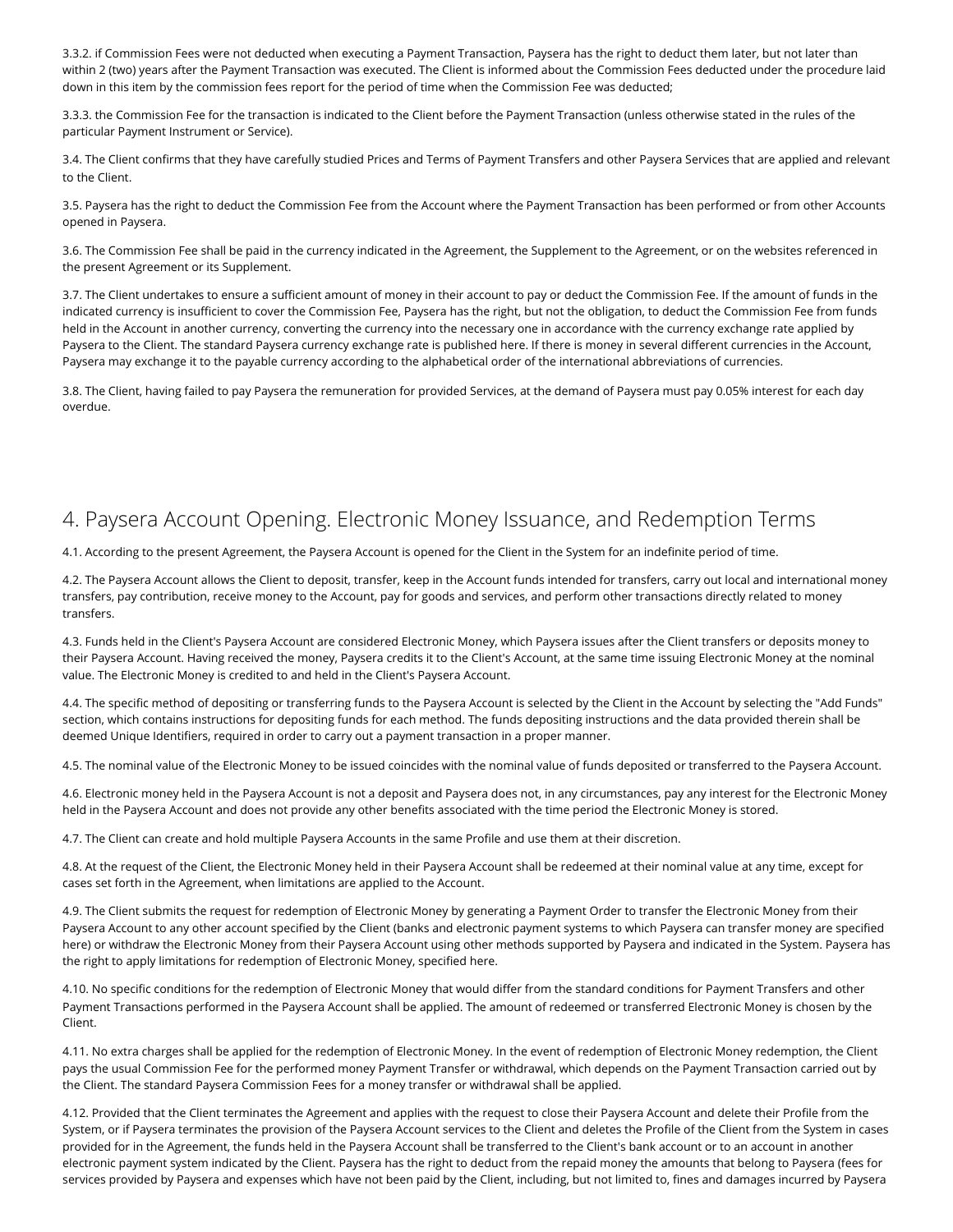3.3.2. if Commission Fees were not deducted when executing a Payment Transaction, Paysera has the right to deduct them later, but not later than within 2 (two) years after the Payment Transaction was executed. The Client is informed about the Commission Fees deducted under the procedure laid down in this item by the commission fees report for the period of time when the Commission Fee was deducted;

3.3.3. the Commission Fee for the transaction is indicated to the Client before the Payment Transaction (unless otherwise stated in the rules of the particular Payment Instrument or Service).

3.4. The Client confirms that they have carefully studied Prices and Terms of Payment Transfers and other Paysera Services that are applied and relevant to the Client.

3.5. Paysera has the right to deduct the Commission Fee from the Account where the Payment Transaction has been performed or from other Accounts opened in Paysera.

3.6. The Commission Fee shall be paid in the currency indicated in the Agreement, the Supplement to the Agreement, or on the websites referenced in the present Agreement or its Supplement.

3.7. The Client undertakes to ensure a sufficient amount of money in their account to pay or deduct the Commission Fee. If the amount of funds in the indicated currency is insufficient to cover the Commission Fee, Paysera has the right, but not the obligation, to deduct the Commission Fee from funds held in the Account in another currency, converting the currency into the necessary one in accordance with the currency exchange rate applied by Paysera to the Client. The standard Paysera currency exchange rate is published here. If there is money in several different currencies in the Account, Paysera may exchange it to the payable currency according to the alphabetical order of the international abbreviations of currencies.

3.8. The Client, having failed to pay Paysera the remuneration for provided Services, at the demand of Paysera must pay 0.05% interest for each day overdue.

# 4. Paysera Account Opening. Electronic Money Issuance, and Redemption Terms

4.1. According to the present Agreement, the Paysera Account is opened for the Client in the System for an indefinite period of time.

4.2. The Paysera Account allows the Client to deposit, transfer, keep in the Account funds intended for transfers, carry out local and international money transfers, pay contribution, receive money to the Account, pay for goods and services, and perform other transactions directly related to money transfers.

4.3. Funds held in the Client's Paysera Account are considered Electronic Money, which Paysera issues after the Client transfers or deposits money to their Paysera Account. Having received the money, Paysera credits it to the Client's Account, at the same time issuing Electronic Money at the nominal value. The Electronic Money is credited to and held in the Client's Paysera Account.

4.4. The specific method of depositing or transferring funds to the Paysera Account is selected by the Client in the Account by selecting the "Add Funds" section, which contains instructions for depositing funds for each method. The funds depositing instructions and the data provided therein shall be deemed Unique Identifiers, required in order to carry out a payment transaction in a proper manner.

4.5. The nominal value of the Electronic Money to be issued coincides with the nominal value of funds deposited or transferred to the Paysera Account.

4.6. Electronic money held in the Paysera Account is not a deposit and Paysera does not, in any circumstances, pay any interest for the Electronic Money held in the Paysera Account and does not provide any other benefits associated with the time period the Electronic Money is stored.

4.7. The Client can create and hold multiple Paysera Accounts in the same Profile and use them at their discretion.

4.8. At the request of the Client, the Electronic Money held in their Paysera Account shall be redeemed at their nominal value at any time, except for cases set forth in the Agreement, when limitations are applied to the Account.

4.9. The Client submits the request for redemption of Electronic Money by generating a Payment Order to transfer the Electronic Money from their Paysera Account to any other account specified by the Client (banks and electronic payment systems to which Paysera can transfer money are specified here) or withdraw the Electronic Money from their Paysera Account using other methods supported by Paysera and indicated in the System. Paysera has the right to apply limitations for redemption of Electronic Money, specified here.

4.10. No specific conditions for the redemption of Electronic Money that would differ from the standard conditions for Payment Transfers and other Payment Transactions performed in the Paysera Account shall be applied. The amount of redeemed or transferred Electronic Money is chosen by the Client.

4.11. No extra charges shall be applied for the redemption of Electronic Money. In the event of redemption of Electronic Money redemption, the Client pays the usual Commission Fee for the performed money Payment Transfer or withdrawal, which depends on the Payment Transaction carried out by the Client. The standard Paysera Commission Fees for a money transfer or withdrawal shall be applied.

4.12. Provided that the Client terminates the Agreement and applies with the request to close their Paysera Account and delete their Profile from the System, or if Paysera terminates the provision of the Paysera Account services to the Client and deletes the Profile of the Client from the System in cases provided for in the Agreement, the funds held in the Paysera Account shall be transferred to the Client's bank account or to an account in another electronic payment system indicated by the Client. Paysera has the right to deduct from the repaid money the amounts that belong to Paysera (fees for services provided by Paysera and expenses which have not been paid by the Client, including, but not limited to, fines and damages incurred by Paysera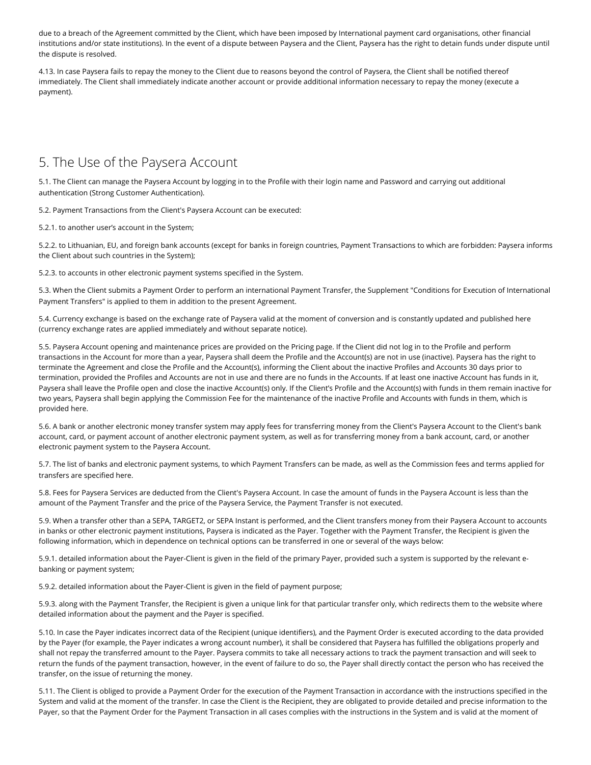due to a breach of the Agreement committed by the Client, which have been imposed by International payment card organisations, other financial institutions and/or state institutions). In the event of a dispute between Paysera and the Client, Paysera has the right to detain funds under dispute until the dispute is resolved.

4.13. In case Paysera fails to repay the money to the Client due to reasons beyond the control of Paysera, the Client shall be notified thereof immediately. The Client shall immediately indicate another account or provide additional information necessary to repay the money (execute a payment).

# 5. The Use of the Paysera Account

5.1. The Client can manage the Paysera Account by logging in to the Profile with their login name and Password and carrying out additional authentication (Strong Customer Authentication).

5.2. Payment Transactions from the Client's Paysera Account can be executed:

5.2.1. to another user's account in the System;

5.2.2. to Lithuanian, EU, and foreign bank accounts (except for banks in foreign countries, Payment Transactions to which are forbidden: Paysera informs the Client about such countries in the System);

5.2.3. to accounts in other electronic payment systems specified in the System.

5.3. When the Client submits a Payment Order to perform an international Payment Transfer, the Supplement "Conditions for Execution of International Payment Transfers" is applied to them in addition to the present Agreement.

5.4. Currency exchange is based on the exchange rate of Paysera valid at the moment of conversion and is constantly updated and published here (currency exchange rates are applied immediately and without separate notice).

5.5. Paysera Account opening and maintenance prices are provided on the Pricing page. If the Client did not log in to the Profile and perform transactions in the Account for more than a year, Paysera shall deem the Profile and the Account(s) are not in use (inactive). Paysera has the right to terminate the Agreement and close the Profile and the Account(s), informing the Client about the inactive Profiles and Accounts 30 days prior to termination, provided the Profiles and Accounts are not in use and there are no funds in the Accounts. If at least one inactive Account has funds in it, Paysera shall leave the Profile open and close the inactive Account(s) only. If the Client's Profile and the Account(s) with funds in them remain inactive for two years, Paysera shall begin applying the Commission Fee for the maintenance of the inactive Profile and Accounts with funds in them, which is provided here.

5.6. A bank or another electronic money transfer system may apply fees for transferring money from the Client's Paysera Account to the Client's bank account, card, or payment account of another electronic payment system, as well as for transferring money from a bank account, card, or another electronic payment system to the Paysera Account.

5.7. The list of banks and electronic payment systems, to which Payment Transfers can be made, as well as the Commission fees and terms applied for transfers are specified here.

5.8. Fees for Paysera Services are deducted from the Client's Paysera Account. In case the amount of funds in the Paysera Account is less than the amount of the Payment Transfer and the price of the Paysera Service, the Payment Transfer is not executed.

5.9. When a transfer other than a SEPA, TARGET2, or SEPA Instant is performed, and the Client transfers money from their Paysera Account to accounts in banks or other electronic payment institutions, Paysera is indicated as the Payer. Together with the Payment Transfer, the Recipient is given the following information, which in dependence on technical options can be transferred in one or several of the ways below:

5.9.1. detailed information about the Payer-Client is given in the field of the primary Payer, provided such a system is supported by the relevant e-banking or payment system;

5.9.2. detailed information about the Payer-Client is given in the field of payment purpose;

5.9.3. along with the Payment Transfer, the Recipient is given a unique link for that particular transfer only, which redirects them to the website where detailed information about the payment and the Payer is specified.

5.10. In case the Payer indicates incorrect data of the Recipient (unique identifiers), and the Payment Order is executed according to the data provided by the Payer (for example, the Payer indicates a wrong account number), it shall be considered that Paysera has fulfilled the obligations properly and shall not repay the transferred amount to the Payer. Paysera commits to take all necessary actions to track the payment transaction and will seek to return the funds of the payment transaction, however, in the event of failure to do so, the Payer shall directly contact the person who has received the transfer, on the issue of returning the money.

5.11. The Client is obliged to provide a Payment Order for the execution of the Payment Transaction in accordance with the instructions specified in the System and valid at the moment of the transfer. In case the Client is the Recipient, they are obligated to provide detailed and precise information to the Payer, so that the Payment Order for the Payment Transaction in all cases complies with the instructions in the System and is valid at the moment of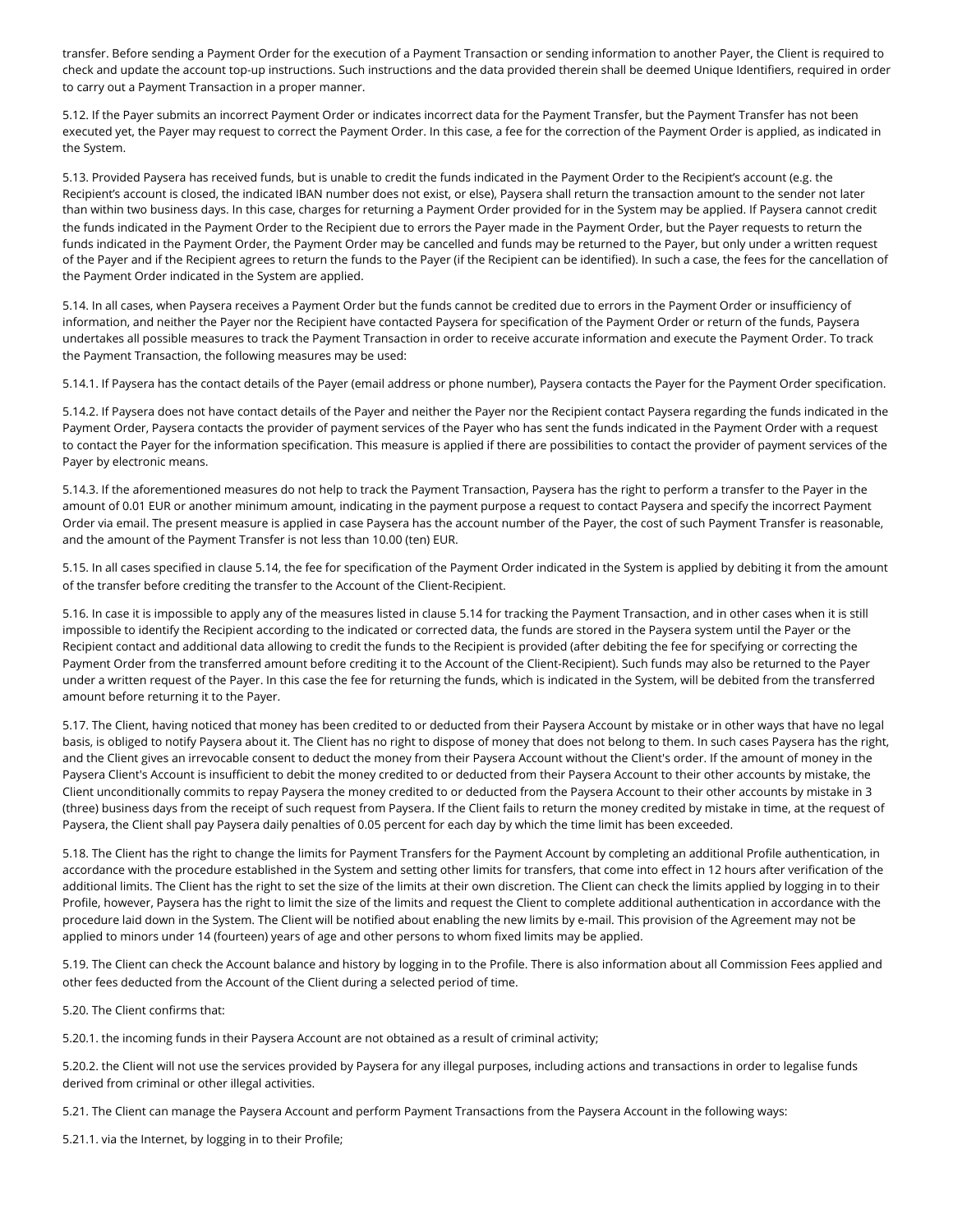transfer. Before sending a Payment Order for the execution of a Payment Transaction or sending information to another Payer, the Client is required to check and update the account top-up instructions. Such instructions and the data provided therein shall be deemed Unique Identifiers, required in order to carry out a Payment Transaction in a proper manner.

5.12. If the Payer submits an incorrect Payment Order or indicates incorrect data for the Payment Transfer, but the Payment Transfer has not been executed yet, the Payer may request to correct the Payment Order. In this case, a fee for the correction of the Payment Order is applied, as indicated in the System.

5.13. Provided Paysera has received funds, but is unable to credit the funds indicated in the Payment Order to the Recipient's account (e.g. the Recipient's account is closed, the indicated IBAN number does not exist, or else), Paysera shall return the transaction amount to the sender not later than within two business days. In this case, charges for returning a Payment Order provided for in the System may be applied. If Paysera cannot credit the funds indicated in the Payment Order to the Recipient due to errors the Payer made in the Payment Order, but the Payer requests to return the funds indicated in the Payment Order, the Payment Order may be cancelled and funds may be returned to the Payer, but only under a written request of the Payer and if the Recipient agrees to return the funds to the Payer (if the Recipient can be identified). In such a case, the fees for the cancellation of the Payment Order indicated in the System are applied.

5.14. In all cases, when Paysera receives a Payment Order but the funds cannot be credited due to errors in the Payment Order or insufficiency of information, and neither the Payer nor the Recipient have contacted Paysera for specification of the Payment Order or return of the funds, Paysera undertakes all possible measures to track the Payment Transaction in order to receive accurate information and execute the Payment Order. To track the Payment Transaction, the following measures may be used:

5.14.1. If Paysera has the contact details of the Payer (email address or phone number), Paysera contacts the Payer for the Payment Order specification.

5.14.2. If Paysera does not have contact details of the Payer and neither the Payer nor the Recipient contact Paysera regarding the funds indicated in the Payment Order, Paysera contacts the provider of payment services of the Payer who has sent the funds indicated in the Payment Order with a request to contact the Payer for the information specification. This measure is applied if there are possibilities to contact the provider of payment services of the Payer by electronic means.

5.14.3. If the aforementioned measures do not help to track the Payment Transaction, Paysera has the right to perform a transfer to the Payer in the amount of 0.01 EUR or another minimum amount, indicating in the payment purpose a request to contact Paysera and specify the incorrect Payment Order via email. The present measure is applied in case Paysera has the account number of the Payer, the cost of such Payment Transfer is reasonable, and the amount of the Payment Transfer is not less than 10.00 (ten) EUR.

5.15. In all cases specified in clause 5.14, the fee for specification of the Payment Order indicated in the System is applied by debiting it from the amount of the transfer before crediting the transfer to the Account of the Client-Recipient.

5.16. In case it is impossible to apply any of the measures listed in clause 5.14 for tracking the Payment Transaction, and in other cases when it is still impossible to identify the Recipient according to the indicated or corrected data, the funds are stored in the Paysera system until the Payer or the Recipient contact and additional data allowing to credit the funds to the Recipient is provided (after debiting the fee for specifying or correcting the Payment Order from the transferred amount before crediting it to the Account of the Client-Recipient). Such funds may also be returned to the Payer under a written request of the Payer. In this case the fee for returning the funds, which is indicated in the System, will be debited from the transferred amount before returning it to the Payer.

5.17. The Client, having noticed that money has been credited to or deducted from their Paysera Account by mistake or in other ways that have no legal basis, is obliged to notify Paysera about it. The Client has no right to dispose of money that does not belong to them. In such cases Paysera has the right, and the Client gives an irrevocable consent to deduct the money from their Paysera Account without the Client's order. If the amount of money in the Paysera Client's Account is insufficient to debit the money credited to or deducted from their Paysera Account to their other accounts by mistake, the Client unconditionally commits to repay Paysera the money credited to or deducted from the Paysera Account to their other accounts by mistake in 3 (three) business days from the receipt of such request from Paysera. If the Client fails to return the money credited by mistake in time, at the request of Paysera, the Client shall pay Paysera daily penalties of 0.05 percent for each day by which the time limit has been exceeded.

5.18. The Client has the right to change the limits for Payment Transfers for the Payment Account by completing an additional Profile authentication, in accordance with the procedure established in the System and setting other limits for transfers, that come into effect in 12 hours after verification of the additional limits. The Client has the right to set the size of the limits at their own discretion. The Client can check the limits applied by logging in to their Profile, however, Paysera has the right to limit the size of the limits and request the Client to complete additional authentication in accordance with the procedure laid down in the System. The Client will be notified about enabling the new limits by e-mail. This provision of the Agreement may not be applied to minors under 14 (fourteen) years of age and other persons to whom fixed limits may be applied.

5.19. The Client can check the Account balance and history by logging in to the Profile. There is also information about all Commission Fees applied and other fees deducted from the Account of the Client during a selected period of time.

5.20. The Client confirms that:

5.20.1. the incoming funds in their Paysera Account are not obtained as a result of criminal activity;

5.20.2. the Client will not use the services provided by Paysera for any illegal purposes, including actions and transactions in order to legalise funds derived from criminal or other illegal activities.

5.21. The Client can manage the Paysera Account and perform Payment Transactions from the Paysera Account in the following ways:

5.21.1. via the Internet, by logging in to their Profile;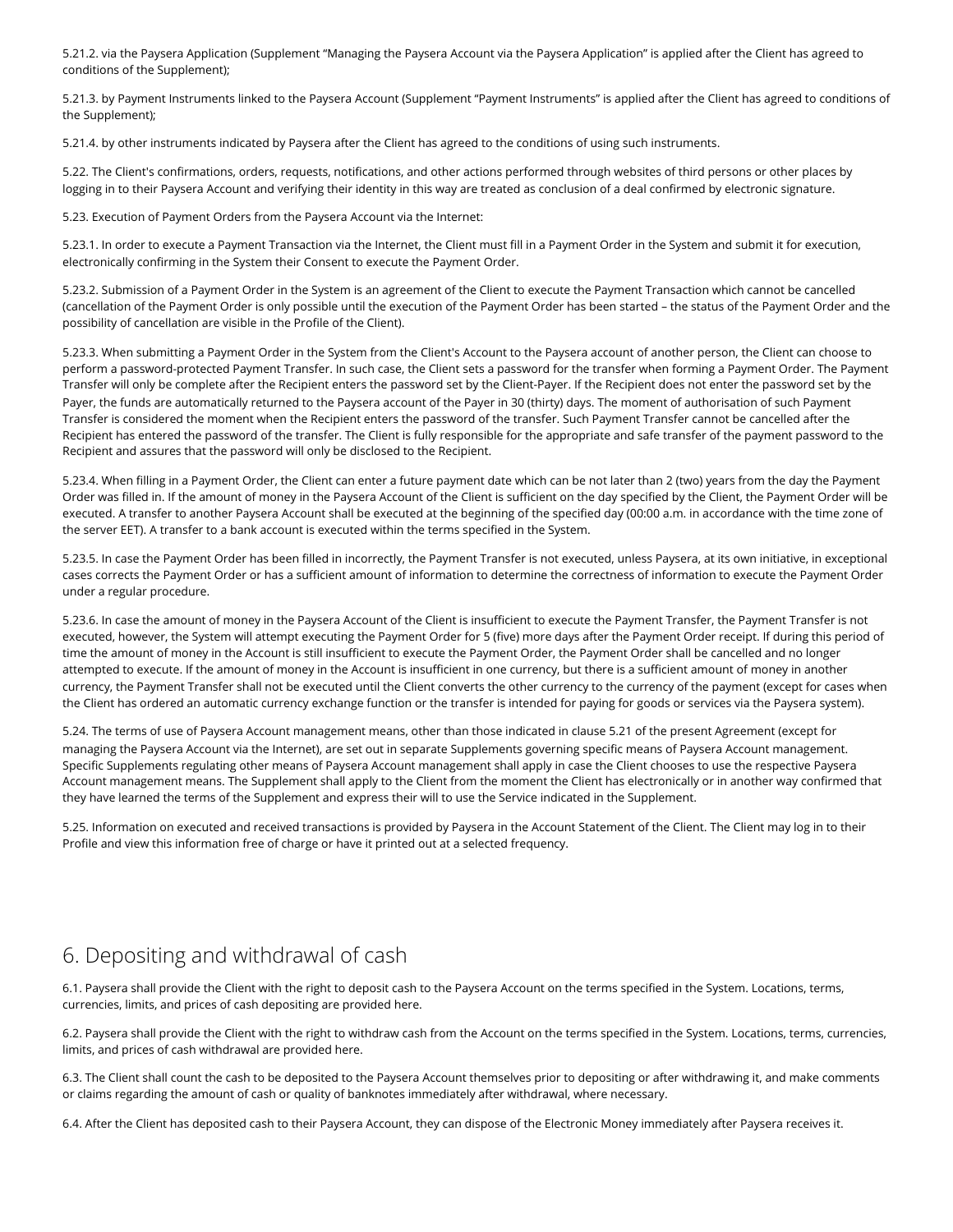5.21.2. via the Paysera Application (Supplement "Managing the Paysera Account via the Paysera Application" is applied after the Client has agreed to conditions of the Supplement);

5.21.3. by Payment Instruments linked to the Paysera Account (Supplement "Payment Instruments" is applied after the Client has agreed to conditions of the Supplement);

5.21.4. by other instruments indicated by Paysera after the Client has agreed to the conditions of using such instruments.

5.22. The Client's confirmations, orders, requests, notifications, and other actions performed through websites of third persons or other places by logging in to their Paysera Account and verifying their identity in this way are treated as conclusion of a deal confirmed by electronic signature.

5.23. Execution of Payment Orders from the Paysera Account via the Internet:

5.23.1. In order to execute a Payment Transaction via the Internet, the Client must fill in a Payment Order in the System and submit it for execution, electronically confirming in the System their Consent to execute the Payment Order.

5.23.2. Submission of a Payment Order in the System is an agreement of the Client to execute the Payment Transaction which cannot be cancelled (cancellation of the Payment Order is only possible until the execution of the Payment Order has been started – the status of the Payment Order and the possibility of cancellation are visible in the Profile of the Client).

5.23.3. When submitting a Payment Order in the System from the Client's Account to the Paysera account of another person, the Client can choose to perform a password-protected Payment Transfer. In such case, the Client sets a password for the transfer when forming a Payment Order. The Payment Transfer will only be complete after the Recipient enters the password set by the Client-Payer. If the Recipient does not enter the password set by the Payer, the funds are automatically returned to the Paysera account of the Payer in 30 (thirty) days. The moment of authorisation of such Payment Transfer is considered the moment when the Recipient enters the password of the transfer. Such Payment Transfer cannot be cancelled after the Recipient has entered the password of the transfer. The Client is fully responsible for the appropriate and safe transfer of the payment password to the Recipient and assures that the password will only be disclosed to the Recipient.

5.23.4. When filling in a Payment Order, the Client can enter a future payment date which can be not later than 2 (two) years from the day the Payment Order was filled in. If the amount of money in the Paysera Account of the Client is sufficient on the day specified by the Client, the Payment Order will be executed. A transfer to another Paysera Account shall be executed at the beginning of the specified day (00:00 a.m. in accordance with the time zone of the server EET). A transfer to a bank account is executed within the terms specified in the System.

5.23.5. In case the Payment Order has been filled in incorrectly, the Payment Transfer is not executed, unless Paysera, at its own initiative, in exceptional cases corrects the Payment Order or has a sufficient amount of information to determine the correctness of information to execute the Payment Order under a regular procedure.

5.23.6. In case the amount of money in the Paysera Account of the Client is insufficient to execute the Payment Transfer, the Payment Transfer is not executed, however, the System will attempt executing the Payment Order for 5 (five) more days after the Payment Order receipt. If during this period of time the amount of money in the Account is still insufficient to execute the Payment Order, the Payment Order shall be cancelled and no longer attempted to execute. If the amount of money in the Account is insufficient in one currency, but there is a sufficient amount of money in another currency, the Payment Transfer shall not be executed until the Client converts the other currency to the currency of the payment (except for cases when the Client has ordered an automatic currency exchange function or the transfer is intended for paying for goods or services via the Paysera system).

5.24. The terms of use of Paysera Account management means, other than those indicated in clause 5.21 of the present Agreement (except for managing the Paysera Account via the Internet), are set out in separate Supplements governing specific means of Paysera Account management. Specific Supplements regulating other means of Paysera Account management shall apply in case the Client chooses to use the respective Paysera Account management means. The Supplement shall apply to the Client from the moment the Client has electronically or in another way confirmed that they have learned the terms of the Supplement and express their will to use the Service indicated in the Supplement.

5.25. Information on executed and received transactions is provided by Paysera in the Account Statement of the Client. The Client may log in to their Profile and view this information free of charge or have it printed out at a selected frequency.

## 6. Depositing and withdrawal of cash

6.1. Paysera shall provide the Client with the right to deposit cash to the Paysera Account on the terms specified in the System. Locations, terms, currencies, limits, and prices of cash depositing are provided here.

6.2. Paysera shall provide the Client with the right to withdraw cash from the Account on the terms specified in the System. Locations, terms, currencies, limits, and prices of cash withdrawal are provided here.

6.3. The Client shall count the cash to be deposited to the Paysera Account themselves prior to depositing or after withdrawing it, and make comments or claims regarding the amount of cash or quality of banknotes immediately after withdrawal, where necessary.

6.4. After the Client has deposited cash to their Paysera Account, they can dispose of the Electronic Money immediately after Paysera receives it.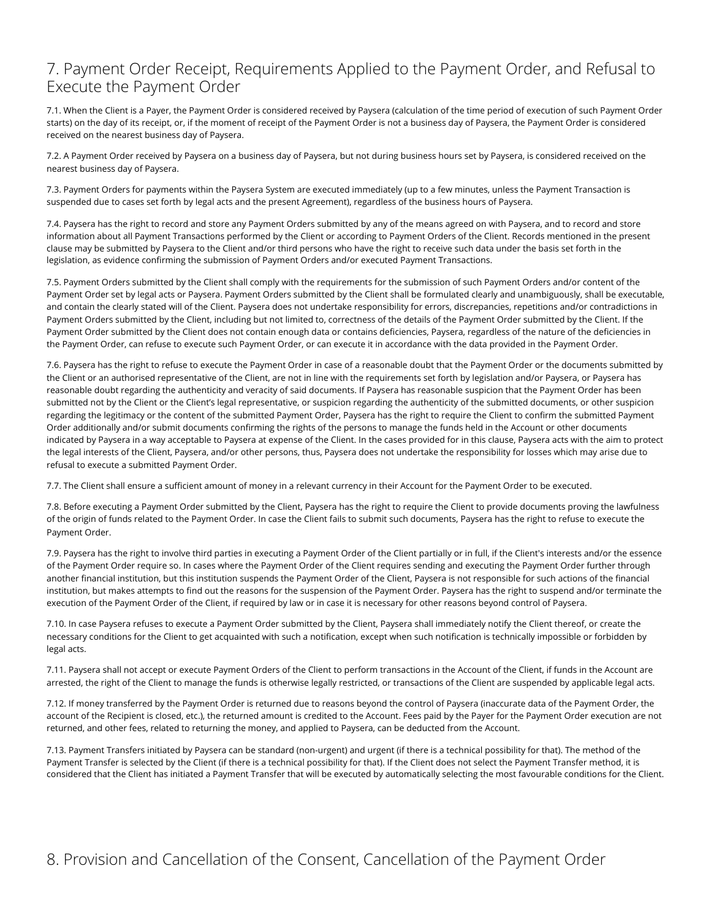## 7. Payment Order Receipt, Requirements Applied to the Payment Order, and Refusal to Execute the Payment Order

7.1. When the Client is a Payer, the Payment Order is considered received by Paysera (calculation of the time period of execution of such Payment Order starts) on the day of its receipt, or, if the moment of receipt of the Payment Order is not a business day of Paysera, the Payment Order is considered received on the nearest business day of Paysera.

7.2. A Payment Order received by Paysera on a business day of Paysera, but not during business hours set by Paysera, is considered received on the nearest business day of Paysera.

7.3. Payment Orders for payments within the Paysera System are executed immediately (up to a few minutes, unless the Payment Transaction is suspended due to cases set forth by legal acts and the present Agreement), regardless of the business hours of Paysera.

7.4. Paysera has the right to record and store any Payment Orders submitted by any of the means agreed on with Paysera, and to record and store information about all Payment Transactions performed by the Client or according to Payment Orders of the Client. Records mentioned in the present clause may be submitted by Paysera to the Client and/or third persons who have the right to receive such data under the basis set forth in the legislation, as evidence confirming the submission of Payment Orders and/or executed Payment Transactions.

7.5. Payment Orders submitted by the Client shall comply with the requirements for the submission of such Payment Orders and/or content of the Payment Order set by legal acts or Paysera. Payment Orders submitted by the Client shall be formulated clearly and unambiguously, shall be executable, and contain the clearly stated will of the Client. Paysera does not undertake responsibility for errors, discrepancies, repetitions and/or contradictions in Payment Orders submitted by the Client, including but not limited to, correctness of the details of the Payment Order submitted by the Client. If the Payment Order submitted by the Client does not contain enough data or contains deficiencies, Paysera, regardless of the nature of the deficiencies in the Payment Order, can refuse to execute such Payment Order, or can execute it in accordance with the data provided in the Payment Order.

7.6. Paysera has the right to refuse to execute the Payment Order in case of a reasonable doubt that the Payment Order or the documents submitted by the Client or an authorised representative of the Client, are not in line with the requirements set forth by legislation and/or Paysera, or Paysera has reasonable doubt regarding the authenticity and veracity of said documents. If Paysera has reasonable suspicion that the Payment Order has been submitted not by the Client or the Client's legal representative, or suspicion regarding the authenticity of the submitted documents, or other suspicion regarding the legitimacy or the content of the submitted Payment Order, Paysera has the right to require the Client to confirm the submitted Payment Order additionally and/or submit documents confirming the rights of the persons to manage the funds held in the Account or other documents indicated by Paysera in a way acceptable to Paysera at expense of the Client. In the cases provided for in this clause, Paysera acts with the aim to protect the legal interests of the Client, Paysera, and/or other persons, thus, Paysera does not undertake the responsibility for losses which may arise due to refusal to execute a submitted Payment Order.

7.7. The Client shall ensure a sufficient amount of money in a relevant currency in their Account for the Payment Order to be executed.

7.8. Before executing a Payment Order submitted by the Client, Paysera has the right to require the Client to provide documents proving the lawfulness of the origin of funds related to the Payment Order. In case the Client fails to submit such documents, Paysera has the right to refuse to execute the Payment Order.

7.9. Paysera has the right to involve third parties in executing a Payment Order of the Client partially or in full, if the Client's interests and/or the essence of the Payment Order require so. In cases where the Payment Order of the Client requires sending and executing the Payment Order further through another financial institution, but this institution suspends the Payment Order of the Client, Paysera is not responsible for such actions of the financial institution, but makes attempts to find out the reasons for the suspension of the Payment Order. Paysera has the right to suspend and/or terminate the execution of the Payment Order of the Client, if required by law or in case it is necessary for other reasons beyond control of Paysera.

7.10. In case Paysera refuses to execute a Payment Order submitted by the Client, Paysera shall immediately notify the Client thereof, or create the necessary conditions for the Client to get acquainted with such a notification, except when such notification is technically impossible or forbidden by legal acts.

7.11. Paysera shall not accept or execute Payment Orders of the Client to perform transactions in the Account of the Client, if funds in the Account are arrested, the right of the Client to manage the funds is otherwise legally restricted, or transactions of the Client are suspended by applicable legal acts.

7.12. If money transferred by the Payment Order is returned due to reasons beyond the control of Paysera (inaccurate data of the Payment Order, the account of the Recipient is closed, etc.), the returned amount is credited to the Account. Fees paid by the Payer for the Payment Order execution are not returned, and other fees, related to returning the money, and applied to Paysera, can be deducted from the Account.

7.13. Payment Transfers initiated by Paysera can be standard (non-urgent) and urgent (if there is a technical possibility for that). The method of the Payment Transfer is selected by the Client (if there is a technical possibility for that). If the Client does not select the Payment Transfer method, it is considered that the Client has initiated a Payment Transfer that will be executed by automatically selecting the most favourable conditions for the Client.

## 8. Provision and Cancellation of the Consent, Cancellation of the Payment Order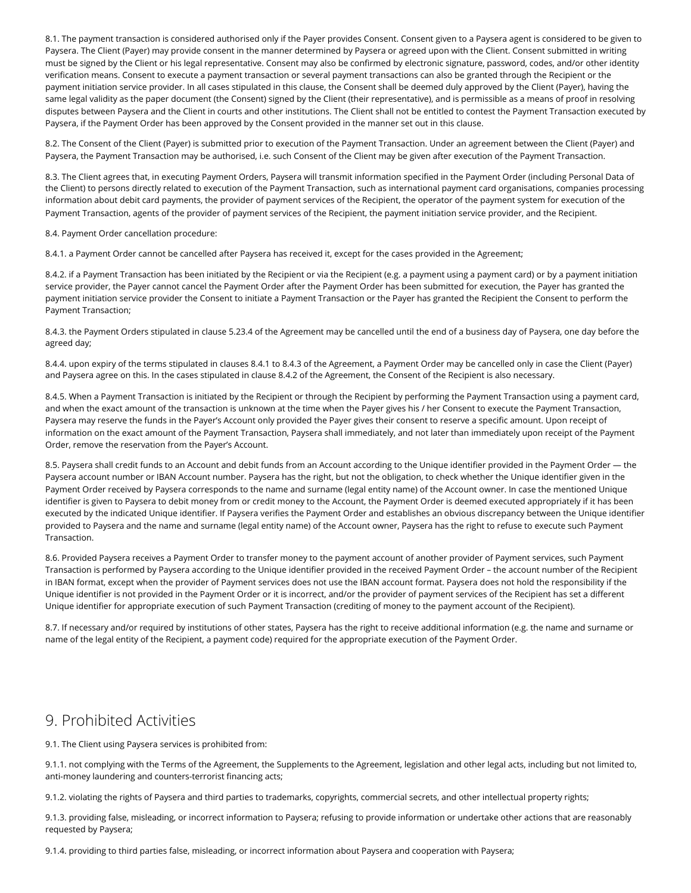8.1. The payment transaction is considered authorised only if the Payer provides Consent. Consent given to a Paysera agent is considered to be given to Paysera. The Client (Payer) may provide consent in the manner determined by Paysera or agreed upon with the Client. Consent submitted in writing must be signed by the Client or his legal representative. Consent may also be confirmed by electronic signature, password, codes, and/or other identity verification means. Consent to execute a payment transaction or several payment transactions can also be granted through the Recipient or the payment initiation service provider. In all cases stipulated in this clause, the Consent shall be deemed duly approved by the Client (Payer), having the same legal validity as the paper document (the Consent) signed by the Client (their representative), and is permissible as a means of proof in resolving disputes between Paysera and the Client in courts and other institutions. The Client shall not be entitled to contest the Payment Transaction executed by Paysera, if the Payment Order has been approved by the Consent provided in the manner set out in this clause.

8.2. The Consent of the Client (Payer) is submitted prior to execution of the Payment Transaction. Under an agreement between the Client (Payer) and Paysera, the Payment Transaction may be authorised, i.e. such Consent of the Client may be given after execution of the Payment Transaction.

8.3. The Client agrees that, in executing Payment Orders, Paysera will transmit information specified in the Payment Order (including Personal Data of the Client) to persons directly related to execution of the Payment Transaction, such as international payment card organisations, companies processing information about debit card payments, the provider of payment services of the Recipient, the operator of the payment system for execution of the Payment Transaction, agents of the provider of payment services of the Recipient, the payment initiation service provider, and the Recipient.

8.4. Payment Order cancellation procedure:

8.4.1. a Payment Order cannot be cancelled after Paysera has received it, except for the cases provided in the Agreement;

8.4.2. if a Payment Transaction has been initiated by the Recipient or via the Recipient (e.g. a payment using a payment card) or by a payment initiation service provider, the Payer cannot cancel the Payment Order after the Payment Order has been submitted for execution, the Payer has granted the payment initiation service provider the Consent to initiate a Payment Transaction or the Payer has granted the Recipient the Consent to perform the Payment Transaction;

8.4.3. the Payment Orders stipulated in clause 5.23.4 of the Agreement may be cancelled until the end of a business day of Paysera, one day before the agreed day;

8.4.4. upon expiry of the terms stipulated in clauses 8.4.1 to 8.4.3 of the Agreement, a Payment Order may be cancelled only in case the Client (Payer) and Paysera agree on this. In the cases stipulated in clause 8.4.2 of the Agreement, the Consent of the Recipient is also necessary.

8.4.5. When a Payment Transaction is initiated by the Recipient or through the Recipient by performing the Payment Transaction using a payment card, and when the exact amount of the transaction is unknown at the time when the Payer gives his / her Consent to execute the Payment Transaction, Paysera may reserve the funds in the Payer's Account only provided the Payer gives their consent to reserve a specific amount. Upon receipt of information on the exact amount of the Payment Transaction, Paysera shall immediately, and not later than immediately upon receipt of the Payment Order, remove the reservation from the Payer's Account.

8.5. Paysera shall credit funds to an Account and debit funds from an Account according to the Unique identifier provided in the Payment Order — the Paysera account number or IBAN Account number. Paysera has the right, but not the obligation, to check whether the Unique identifier given in the Payment Order received by Paysera corresponds to the name and surname (legal entity name) of the Account owner. In case the mentioned Unique identifier is given to Paysera to debit money from or credit money to the Account, the Payment Order is deemed executed appropriately if it has been executed by the indicated Unique identifier. If Paysera verifies the Payment Order and establishes an obvious discrepancy between the Unique identifier provided to Paysera and the name and surname (legal entity name) of the Account owner, Paysera has the right to refuse to execute such Payment Transaction.

8.6. Provided Paysera receives a Payment Order to transfer money to the payment account of another provider of Payment services, such Payment Transaction is performed by Paysera according to the Unique identifier provided in the received Payment Order – the account number of the Recipient in IBAN format, except when the provider of Payment services does not use the IBAN account format. Paysera does not hold the responsibility if the Unique identifier is not provided in the Payment Order or it is incorrect, and/or the provider of payment services of the Recipient has set a different Unique identifier for appropriate execution of such Payment Transaction (crediting of money to the payment account of the Recipient).

8.7. If necessary and/or required by institutions of other states, Paysera has the right to receive additional information (e.g. the name and surname or name of the legal entity of the Recipient, a payment code) required for the appropriate execution of the Payment Order.

## 9. Prohibited Activities

9.1. The Client using Paysera services is prohibited from:

9.1.1. not complying with the Terms of the Agreement, the Supplements to the Agreement, legislation and other legal acts, including but not limited to, anti-money laundering and counters-terrorist financing acts;

9.1.2. violating the rights of Paysera and third parties to trademarks, copyrights, commercial secrets, and other intellectual property rights;

9.1.3. providing false, misleading, or incorrect information to Paysera; refusing to provide information or undertake other actions that are reasonably requested by Paysera;

9.1.4. providing to third parties false, misleading, or incorrect information about Paysera and cooperation with Paysera;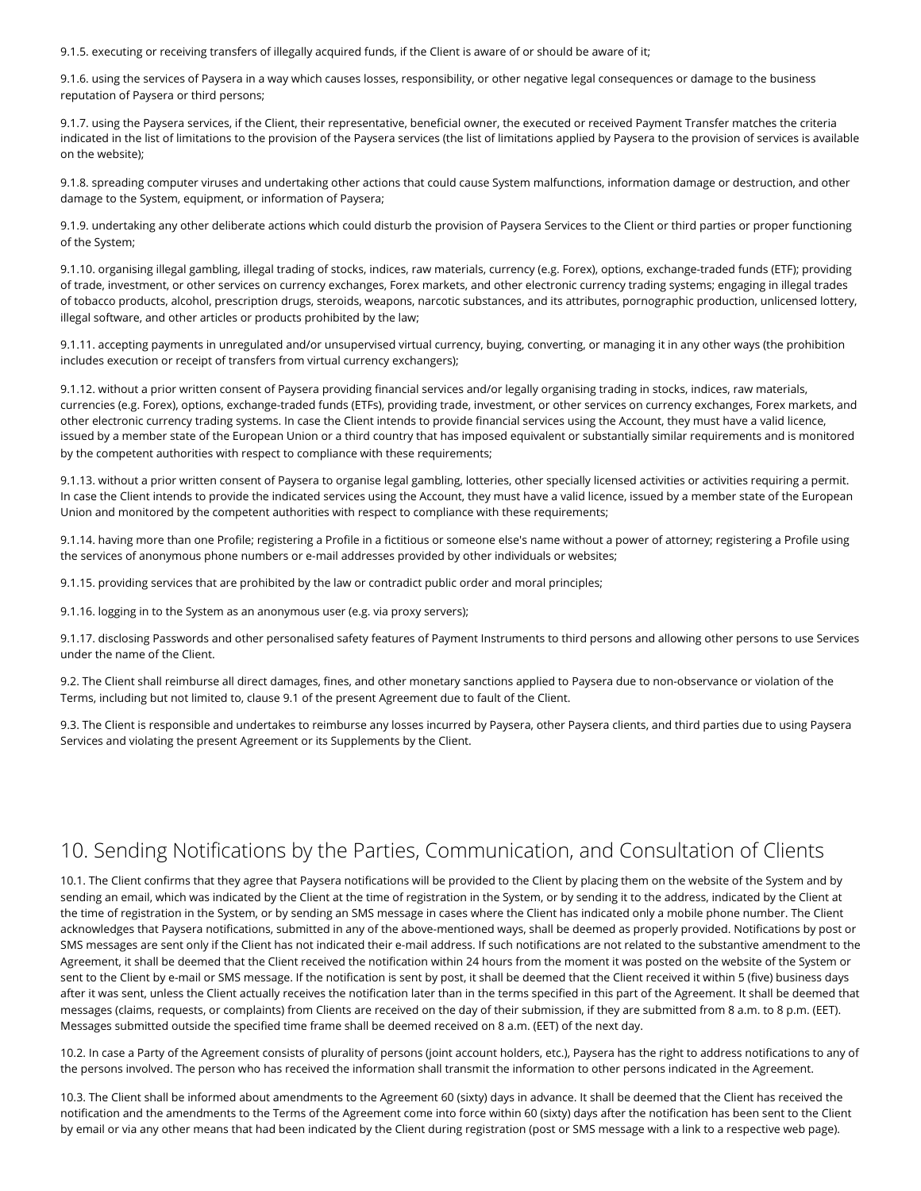9.1.5. executing or receiving transfers of illegally acquired funds, if the Client is aware of or should be aware of it;

9.1.6. using the services of Paysera in a way which causes losses, responsibility, or other negative legal consequences or damage to the business reputation of Paysera or third persons;

9.1.7. using the Paysera services, if the Client, their representative, beneficial owner, the executed or received Payment Transfer matches the criteria indicated in the list of limitations to the provision of the Paysera services (the list of limitations applied by Paysera to the provision of services is available on the website);

9.1.8. spreading computer viruses and undertaking other actions that could cause System malfunctions, information damage or destruction, and other damage to the System, equipment, or information of Paysera;

9.1.9. undertaking any other deliberate actions which could disturb the provision of Paysera Services to the Client or third parties or proper functioning of the System;

9.1.10. organising illegal gambling, illegal trading of stocks, indices, raw materials, currency (e.g. Forex), options, exchange-traded funds (ETF); providing of trade, investment, or other services on currency exchanges, Forex markets, and other electronic currency trading systems; engaging in illegal trades of tobacco products, alcohol, prescription drugs, steroids, weapons, narcotic substances, and its attributes, pornographic production, unlicensed lottery, illegal software, and other articles or products prohibited by the law;

9.1.11. accepting payments in unregulated and/or unsupervised virtual currency, buying, converting, or managing it in any other ways (the prohibition includes execution or receipt of transfers from virtual currency exchangers);

9.1.12. without a prior written consent of Paysera providing financial services and/or legally organising trading in stocks, indices, raw materials, currencies (e.g. Forex), options, exchange-traded funds (ETFs), providing trade, investment, or other services on currency exchanges, Forex markets, and other electronic currency trading systems. In case the Client intends to provide financial services using the Account, they must have a valid licence, issued by a member state of the European Union or a third country that has imposed equivalent or substantially similar requirements and is monitored by the competent authorities with respect to compliance with these requirements;

9.1.13. without a prior written consent of Paysera to organise legal gambling, lotteries, other specially licensed activities or activities requiring a permit. In case the Client intends to provide the indicated services using the Account, they must have a valid licence, issued by a member state of the European Union and monitored by the competent authorities with respect to compliance with these requirements;

9.1.14. having more than one Profile; registering a Profile in a fictitious or someone else's name without a power of attorney; registering a Profile using the services of anonymous phone numbers or e-mail addresses provided by other individuals or websites;

9.1.15. providing services that are prohibited by the law or contradict public order and moral principles;

9.1.16. logging in to the System as an anonymous user (e.g. via proxy servers);

9.1.17. disclosing Passwords and other personalised safety features of Payment Instruments to third persons and allowing other persons to use Services under the name of the Client.

9.2. The Client shall reimburse all direct damages, fines, and other monetary sanctions applied to Paysera due to non-observance or violation of the Terms, including but not limited to, clause 9.1 of the present Agreement due to fault of the Client.

9.3. The Client is responsible and undertakes to reimburse any losses incurred by Paysera, other Paysera clients, and third parties due to using Paysera Services and violating the present Agreement or its Supplements by the Client.

## 10. Sending Notifications by the Parties, Communication, and Consultation of Clients

10.1. The Client confirms that they agree that Paysera notifications will be provided to the Client by placing them on the website of the System and by sending an email, which was indicated by the Client at the time of registration in the System, or by sending it to the address, indicated by the Client at the time of registration in the System, or by sending an SMS message in cases where the Client has indicated only a mobile phone number. The Client acknowledges that Paysera notifications, submitted in any of the above-mentioned ways, shall be deemed as properly provided. Notifications by post or SMS messages are sent only if the Client has not indicated their e-mail address. If such notifications are not related to the substantive amendment to the Agreement, it shall be deemed that the Client received the notification within 24 hours from the moment it was posted on the website of the System or sent to the Client by e-mail or SMS message. If the notification is sent by post, it shall be deemed that the Client received it within 5 (five) business days after it was sent, unless the Client actually receives the notification later than in the terms specified in this part of the Agreement. It shall be deemed that messages (claims, requests, or complaints) from Clients are received on the day of their submission, if they are submitted from 8 a.m. to 8 p.m. (EET). Messages submitted outside the specified time frame shall be deemed received on 8 a.m. (EET) of the next day.

10.2. In case a Party of the Agreement consists of plurality of persons (joint account holders, etc.), Paysera has the right to address notifications to any of the persons involved. The person who has received the information shall transmit the information to other persons indicated in the Agreement.

10.3. The Client shall be informed about amendments to the Agreement 60 (sixty) days in advance. It shall be deemed that the Client has received the notification and the amendments to the Terms of the Agreement come into force within 60 (sixty) days after the notification has been sent to the Client by email or via any other means that had been indicated by the Client during registration (post or SMS message with a link to a respective web page).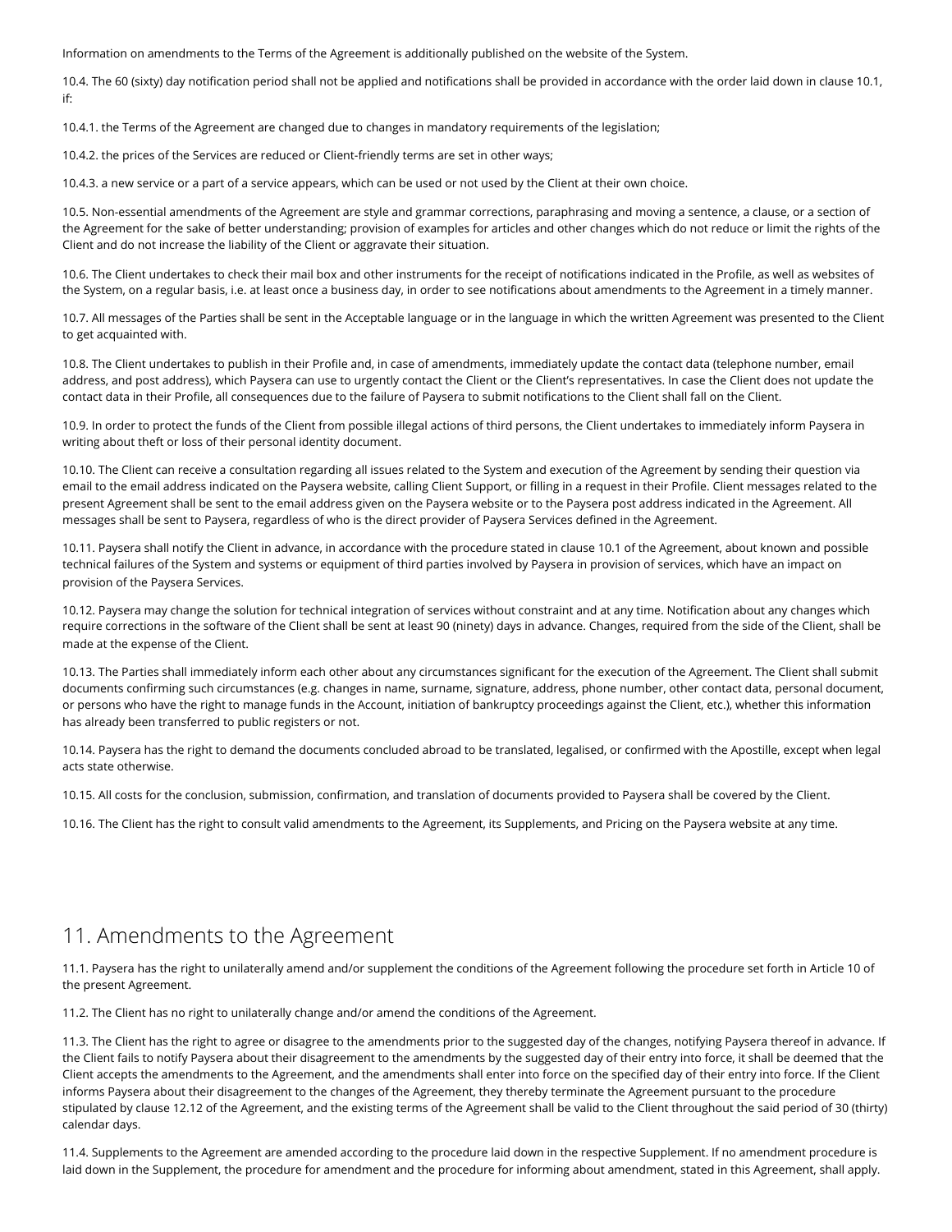Information on amendments to the Terms of the Agreement is additionally published on the website of the System.

10.4. The 60 (sixty) day notification period shall not be applied and notifications shall be provided in accordance with the order laid down in clause 10.1, if:

10.4.1. the Terms of the Agreement are changed due to changes in mandatory requirements of the legislation;

10.4.2. the prices of the Services are reduced or Client-friendly terms are set in other ways;

10.4.3. a new service or a part of a service appears, which can be used or not used by the Client at their own choice.

10.5. Non-essential amendments of the Agreement are style and grammar corrections, paraphrasing and moving a sentence, a clause, or a section of the Agreement for the sake of better understanding; provision of examples for articles and other changes which do not reduce or limit the rights of the Client and do not increase the liability of the Client or aggravate their situation.

10.6. The Client undertakes to check their mail box and other instruments for the receipt of notifications indicated in the Profile, as well as websites of the System, on a regular basis, i.e. at least once a business day, in order to see notifications about amendments to the Agreement in a timely manner.

10.7. All messages of the Parties shall be sent in the Acceptable language or in the language in which the written Agreement was presented to the Client to get acquainted with.

10.8. The Client undertakes to publish in their Profile and, in case of amendments, immediately update the contact data (telephone number, email address, and post address), which Paysera can use to urgently contact the Client or the Client's representatives. In case the Client does not update the contact data in their Profile, all consequences due to the failure of Paysera to submit notifications to the Client shall fall on the Client.

10.9. In order to protect the funds of the Client from possible illegal actions of third persons, the Client undertakes to immediately inform Paysera in writing about theft or loss of their personal identity document.

10.10. The Client can receive a consultation regarding all issues related to the System and execution of the Agreement by sending their question via email to the email address indicated on the Paysera website, calling Client Support, or filling in a request in their Profile. Client messages related to the present Agreement shall be sent to the email address given on the Paysera website or to the Paysera post address indicated in the Agreement. All messages shall be sent to Paysera, regardless of who is the direct provider of Paysera Services defined in the Agreement.

10.11. Paysera shall notify the Client in advance, in accordance with the procedure stated in clause 10.1 of the Agreement, about known and possible technical failures of the System and systems or equipment of third parties involved by Paysera in provision of services, which have an impact on provision of the Paysera Services.

10.12. Paysera may change the solution for technical integration of services without constraint and at any time. Notification about any changes which require corrections in the software of the Client shall be sent at least 90 (ninety) days in advance. Changes, required from the side of the Client, shall be made at the expense of the Client.

10.13. The Parties shall immediately inform each other about any circumstances significant for the execution of the Agreement. The Client shall submit documents confirming such circumstances (e.g. changes in name, surname, signature, address, phone number, other contact data, personal document, or persons who have the right to manage funds in the Account, initiation of bankruptcy proceedings against the Client, etc.), whether this information has already been transferred to public registers or not.

10.14. Paysera has the right to demand the documents concluded abroad to be translated, legalised, or confirmed with the Apostille, except when legal acts state otherwise.

10.15. All costs for the conclusion, submission, confirmation, and translation of documents provided to Paysera shall be covered by the Client.

10.16. The Client has the right to consult valid amendments to the Agreement, its Supplements, and Pricing on the Paysera website at any time.

## 11. Amendments to the Agreement

11.1. Paysera has the right to unilaterally amend and/or supplement the conditions of the Agreement following the procedure set forth in Article 10 of the present Agreement.

11.2. The Client has no right to unilaterally change and/or amend the conditions of the Agreement.

11.3. The Client has the right to agree or disagree to the amendments prior to the suggested day of the changes, notifying Paysera thereof in advance. If the Client fails to notify Paysera about their disagreement to the amendments by the suggested day of their entry into force, it shall be deemed that the Client accepts the amendments to the Agreement, and the amendments shall enter into force on the specified day of their entry into force. If the Client informs Paysera about their disagreement to the changes of the Agreement, they thereby terminate the Agreement pursuant to the procedure stipulated by clause 12.12 of the Agreement, and the existing terms of the Agreement shall be valid to the Client throughout the said period of 30 (thirty) calendar days.

11.4. Supplements to the Agreement are amended according to the procedure laid down in the respective Supplement. If no amendment procedure is laid down in the Supplement, the procedure for amendment and the procedure for informing about amendment, stated in this Agreement, shall apply.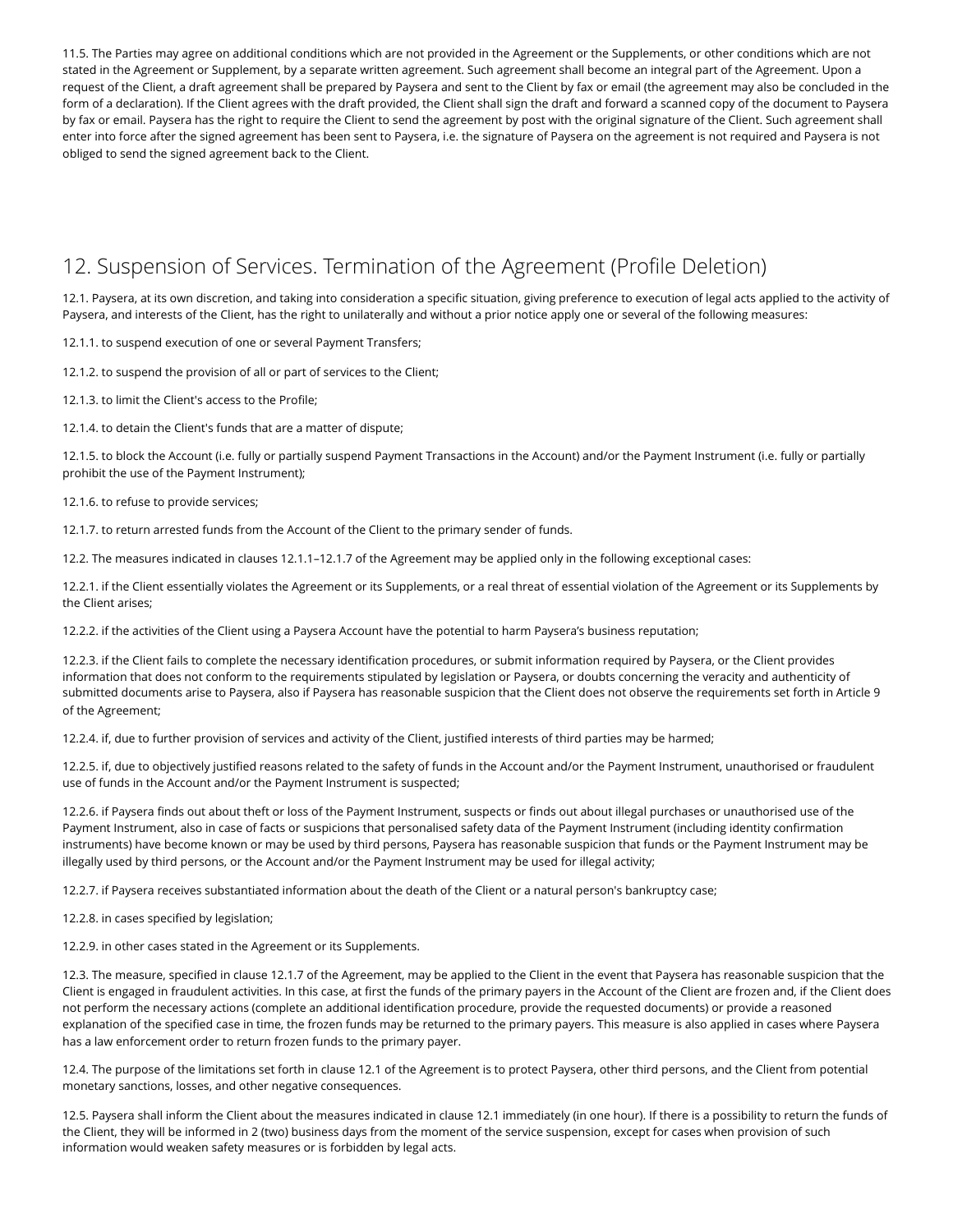11.5. The Parties may agree on additional conditions which are not provided in the Agreement or the Supplements, or other conditions which are not stated in the Agreement or Supplement, by a separate written agreement. Such agreement shall become an integral part of the Agreement. Upon a request of the Client, a draft agreement shall be prepared by Paysera and sent to the Client by fax or email (the agreement may also be concluded in the form of a declaration). If the Client agrees with the draft provided, the Client shall sign the draft and forward a scanned copy of the document to Paysera by fax or email. Paysera has the right to require the Client to send the agreement by post with the original signature of the Client. Such agreement shall enter into force after the signed agreement has been sent to Paysera, i.e. the signature of Paysera on the agreement is not required and Paysera is not obliged to send the signed agreement back to the Client.

## 12. Suspension of Services. Termination of the Agreement (Profile Deletion)

12.1. Paysera, at its own discretion, and taking into consideration a specific situation, giving preference to execution of legal acts applied to the activity of Paysera, and interests of the Client, has the right to unilaterally and without a prior notice apply one or several of the following measures:

12.1.1. to suspend execution of one or several Payment Transfers;

12.1.2. to suspend the provision of all or part of services to the Client;

12.1.3. to limit the Client's access to the Profile;

12.1.4. to detain the Client's funds that are a matter of dispute;

12.1.5. to block the Account (i.e. fully or partially suspend Payment Transactions in the Account) and/or the Payment Instrument (i.e. fully or partially prohibit the use of the Payment Instrument);

12.1.6. to refuse to provide services;

12.1.7. to return arrested funds from the Account of the Client to the primary sender of funds.

12.2. The measures indicated in clauses 12.1.1–12.1.7 of the Agreement may be applied only in the following exceptional cases:

12.2.1. if the Client essentially violates the Agreement or its Supplements, or a real threat of essential violation of the Agreement or its Supplements by the Client arises;

12.2.2. if the activities of the Client using a Paysera Account have the potential to harm Paysera's business reputation;

12.2.3. if the Client fails to complete the necessary identification procedures, or submit information required by Paysera, or the Client provides information that does not conform to the requirements stipulated by legislation or Paysera, or doubts concerning the veracity and authenticity of submitted documents arise to Paysera, also if Paysera has reasonable suspicion that the Client does not observe the requirements set forth in Article 9 of the Agreement;

12.2.4. if, due to further provision of services and activity of the Client, justified interests of third parties may be harmed;

12.2.5. if, due to objectively justified reasons related to the safety of funds in the Account and/or the Payment Instrument, unauthorised or fraudulent use of funds in the Account and/or the Payment Instrument is suspected;

12.2.6. if Paysera finds out about theft or loss of the Payment Instrument, suspects or finds out about illegal purchases or unauthorised use of the Payment Instrument, also in case of facts or suspicions that personalised safety data of the Payment Instrument (including identity confirmation instruments) have become known or may be used by third persons, Paysera has reasonable suspicion that funds or the Payment Instrument may be illegally used by third persons, or the Account and/or the Payment Instrument may be used for illegal activity;

12.2.7. if Paysera receives substantiated information about the death of the Client or a natural person's bankruptcy case;

12.2.8. in cases specified by legislation;

12.2.9. in other cases stated in the Agreement or its Supplements.

12.3. The measure, specified in clause 12.1.7 of the Agreement, may be applied to the Client in the event that Paysera has reasonable suspicion that the Client is engaged in fraudulent activities. In this case, at first the funds of the primary payers in the Account of the Client are frozen and, if the Client does not perform the necessary actions (complete an additional identification procedure, provide the requested documents) or provide a reasoned explanation of the specified case in time, the frozen funds may be returned to the primary payers. This measure is also applied in cases where Paysera has a law enforcement order to return frozen funds to the primary payer.

12.4. The purpose of the limitations set forth in clause 12.1 of the Agreement is to protect Paysera, other third persons, and the Client from potential monetary sanctions, losses, and other negative consequences.

12.5. Paysera shall inform the Client about the measures indicated in clause 12.1 immediately (in one hour). If there is a possibility to return the funds of the Client, they will be informed in 2 (two) business days from the moment of the service suspension, except for cases when provision of such information would weaken safety measures or is forbidden by legal acts.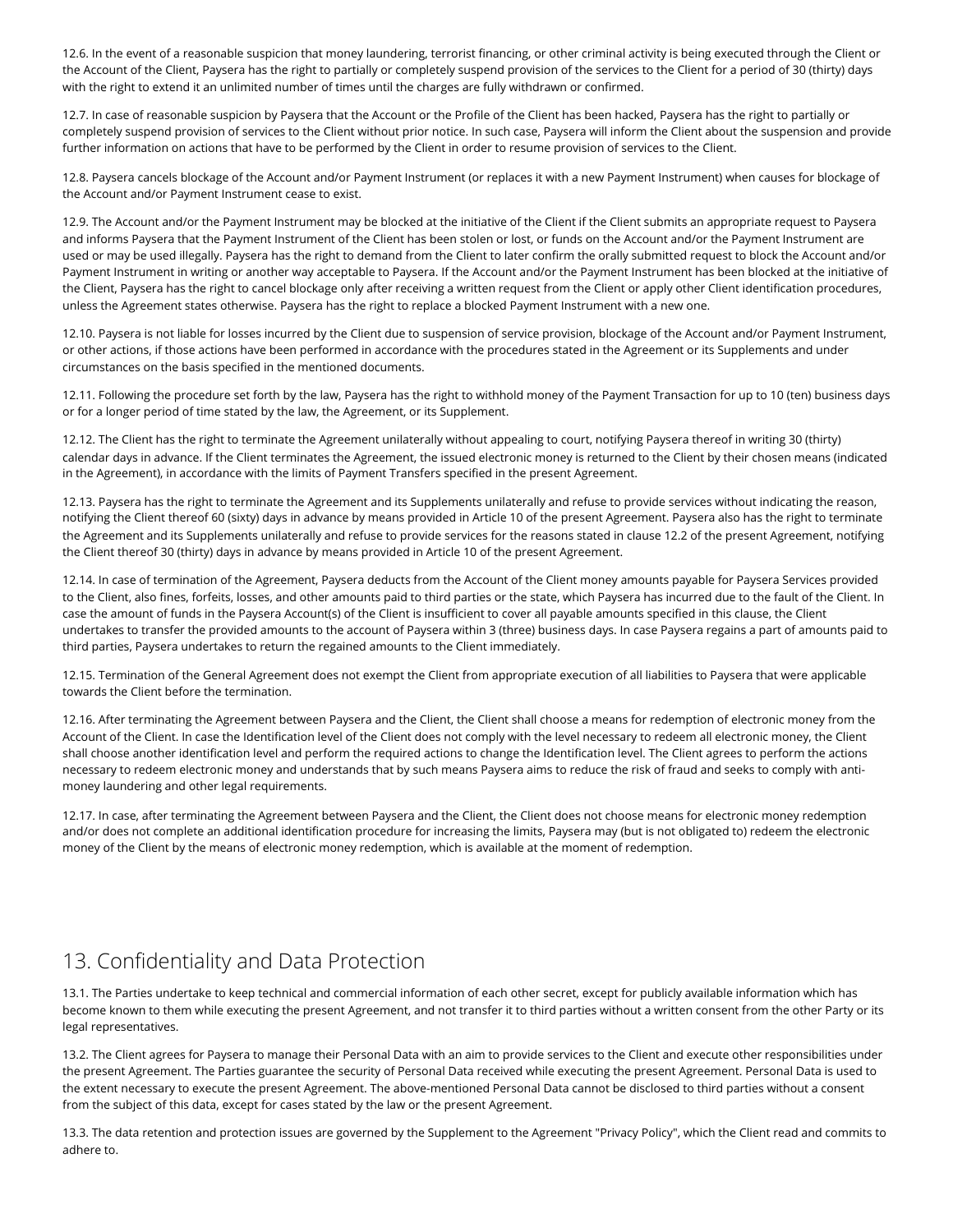12.6. In the event of a reasonable suspicion that money laundering, terrorist financing, or other criminal activity is being executed through the Client or the Account of the Client, Paysera has the right to partially or completely suspend provision of the services to the Client for a period of 30 (thirty) days with the right to extend it an unlimited number of times until the charges are fully withdrawn or confirmed.

12.7. In case of reasonable suspicion by Paysera that the Account or the Profile of the Client has been hacked, Paysera has the right to partially or completely suspend provision of services to the Client without prior notice. In such case, Paysera will inform the Client about the suspension and provide further information on actions that have to be performed by the Client in order to resume provision of services to the Client.

12.8. Paysera cancels blockage of the Account and/or Payment Instrument (or replaces it with a new Payment Instrument) when causes for blockage of the Account and/or Payment Instrument cease to exist.

12.9. The Account and/or the Payment Instrument may be blocked at the initiative of the Client if the Client submits an appropriate request to Paysera and informs Paysera that the Payment Instrument of the Client has been stolen or lost, or funds on the Account and/or the Payment Instrument are used or may be used illegally. Paysera has the right to demand from the Client to later confirm the orally submitted request to block the Account and/or Payment Instrument in writing or another way acceptable to Paysera. If the Account and/or the Payment Instrument has been blocked at the initiative of the Client, Paysera has the right to cancel blockage only after receiving a written request from the Client or apply other Client identification procedures, unless the Agreement states otherwise. Paysera has the right to replace a blocked Payment Instrument with a new one.

12.10. Paysera is not liable for losses incurred by the Client due to suspension of service provision, blockage of the Account and/or Payment Instrument, or other actions, if those actions have been performed in accordance with the procedures stated in the Agreement or its Supplements and under circumstances on the basis specified in the mentioned documents.

12.11. Following the procedure set forth by the law, Paysera has the right to withhold money of the Payment Transaction for up to 10 (ten) business days or for a longer period of time stated by the law, the Agreement, or its Supplement.

12.12. The Client has the right to terminate the Agreement unilaterally without appealing to court, notifying Paysera thereof in writing 30 (thirty) calendar days in advance. If the Client terminates the Agreement, the issued electronic money is returned to the Client by their chosen means (indicated in the Agreement), in accordance with the limits of Payment Transfers specified in the present Agreement.

12.13. Paysera has the right to terminate the Agreement and its Supplements unilaterally and refuse to provide services without indicating the reason, notifying the Client thereof 60 (sixty) days in advance by means provided in Article 10 of the present Agreement. Paysera also has the right to terminate the Agreement and its Supplements unilaterally and refuse to provide services for the reasons stated in clause 12.2 of the present Agreement, notifying the Client thereof 30 (thirty) days in advance by means provided in Article 10 of the present Agreement.

12.14. In case of termination of the Agreement, Paysera deducts from the Account of the Client money amounts payable for Paysera Services provided to the Client, also fines, forfeits, losses, and other amounts paid to third parties or the state, which Paysera has incurred due to the fault of the Client. In case the amount of funds in the Paysera Account(s) of the Client is insufficient to cover all payable amounts specified in this clause, the Client undertakes to transfer the provided amounts to the account of Paysera within 3 (three) business days. In case Paysera regains a part of amounts paid to third parties, Paysera undertakes to return the regained amounts to the Client immediately.

12.15. Termination of the General Agreement does not exempt the Client from appropriate execution of all liabilities to Paysera that were applicable towards the Client before the termination.

12.16. After terminating the Agreement between Paysera and the Client, the Client shall choose a means for redemption of electronic money from the Account of the Client. In case the Identification level of the Client does not comply with the level necessary to redeem all electronic money, the Client shall choose another identification level and perform the required actions to change the Identification level. The Client agrees to perform the actions necessary to redeem electronic money and understands that by such means Paysera aims to reduce the risk of fraud and seeks to comply with anti-money laundering and other legal requirements.

12.17. In case, after terminating the Agreement between Paysera and the Client, the Client does not choose means for electronic money redemption and/or does not complete an additional identification procedure for increasing the limits, Paysera may (but is not obligated to) redeem the electronic money of the Client by the means of electronic money redemption, which is available at the moment of redemption.

## 13. Confidentiality and Data Protection

13.1. The Parties undertake to keep technical and commercial information of each other secret, except for publicly available information which has become known to them while executing the present Agreement, and not transfer it to third parties without a written consent from the other Party or its legal representatives.

13.2. The Client agrees for Paysera to manage their Personal Data with an aim to provide services to the Client and execute other responsibilities under the present Agreement. The Parties guarantee the security of Personal Data received while executing the present Agreement. Personal Data is used to the extent necessary to execute the present Agreement. The above-mentioned Personal Data cannot be disclosed to third parties without a consent from the subject of this data, except for cases stated by the law or the present Agreement.

13.3. The data retention and protection issues are governed by the Supplement to the Agreement "Privacy Policy", which the Client read and commits to adhere to.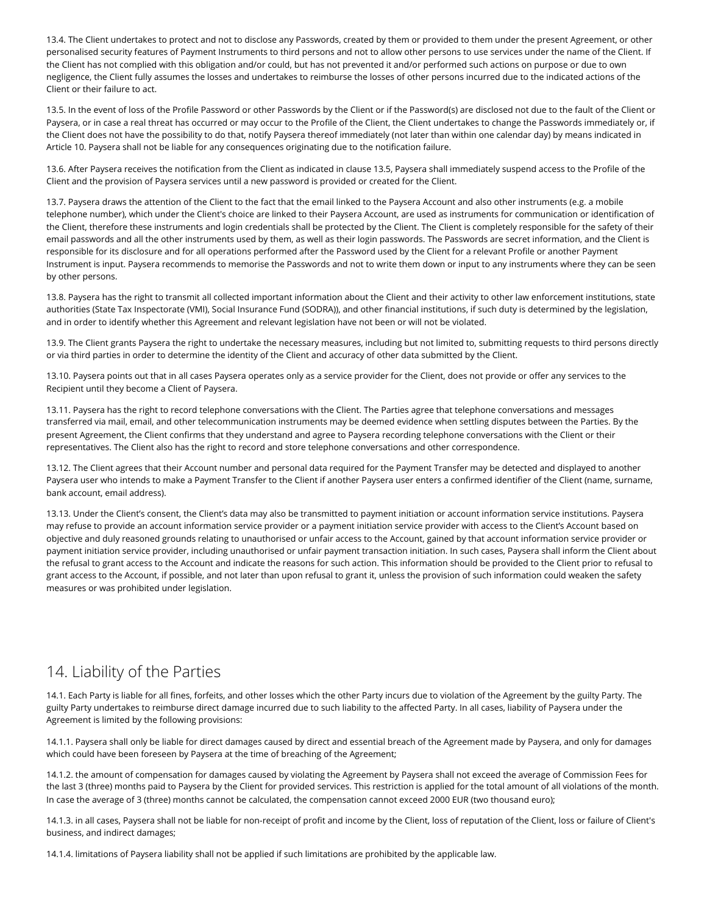13.4. The Client undertakes to protect and not to disclose any Passwords, created by them or provided to them under the present Agreement, or other personalised security features of Payment Instruments to third persons and not to allow other persons to use services under the name of the Client. If the Client has not complied with this obligation and/or could, but has not prevented it and/or performed such actions on purpose or due to own negligence, the Client fully assumes the losses and undertakes to reimburse the losses of other persons incurred due to the indicated actions of the Client or their failure to act.

13.5. In the event of loss of the Profile Password or other Passwords by the Client or if the Password(s) are disclosed not due to the fault of the Client or Paysera, or in case a real threat has occurred or may occur to the Profile of the Client, the Client undertakes to change the Passwords immediately or, if the Client does not have the possibility to do that, notify Paysera thereof immediately (not later than within one calendar day) by means indicated in Article 10. Paysera shall not be liable for any consequences originating due to the notification failure.

13.6. After Paysera receives the notification from the Client as indicated in clause 13.5, Paysera shall immediately suspend access to the Profile of the Client and the provision of Paysera services until a new password is provided or created for the Client.

13.7. Paysera draws the attention of the Client to the fact that the email linked to the Paysera Account and also other instruments (e.g. a mobile telephone number), which under the Client's choice are linked to their Paysera Account, are used as instruments for communication or identification of the Client, therefore these instruments and login credentials shall be protected by the Client. The Client is completely responsible for the safety of their email passwords and all the other instruments used by them, as well as their login passwords. The Passwords are secret information, and the Client is responsible for its disclosure and for all operations performed after the Password used by the Client for a relevant Profile or another Payment Instrument is input. Paysera recommends to memorise the Passwords and not to write them down or input to any instruments where they can be seen by other persons.

13.8. Paysera has the right to transmit all collected important information about the Client and their activity to other law enforcement institutions, state authorities (State Tax Inspectorate (VMI), Social Insurance Fund (SODRA)), and other financial institutions, if such duty is determined by the legislation, and in order to identify whether this Agreement and relevant legislation have not been or will not be violated.

13.9. The Client grants Paysera the right to undertake the necessary measures, including but not limited to, submitting requests to third persons directly or via third parties in order to determine the identity of the Client and accuracy of other data submitted by the Client.

13.10. Paysera points out that in all cases Paysera operates only as a service provider for the Client, does not provide or offer any services to the Recipient until they become a Client of Paysera.

13.11. Paysera has the right to record telephone conversations with the Client. The Parties agree that telephone conversations and messages transferred via mail, email, and other telecommunication instruments may be deemed evidence when settling disputes between the Parties. By the present Agreement, the Client confirms that they understand and agree to Paysera recording telephone conversations with the Client or their representatives. The Client also has the right to record and store telephone conversations and other correspondence.

13.12. The Client agrees that their Account number and personal data required for the Payment Transfer may be detected and displayed to another Paysera user who intends to make a Payment Transfer to the Client if another Paysera user enters a confirmed identifier of the Client (name, surname, bank account, email address).

13.13. Under the Client's consent, the Client's data may also be transmitted to payment initiation or account information service institutions. Paysera may refuse to provide an account information service provider or a payment initiation service provider with access to the Client's Account based on objective and duly reasoned grounds relating to unauthorised or unfair access to the Account, gained by that account information service provider or payment initiation service provider, including unauthorised or unfair payment transaction initiation. In such cases, Paysera shall inform the Client about the refusal to grant access to the Account and indicate the reasons for such action. This information should be provided to the Client prior to refusal to grant access to the Account, if possible, and not later than upon refusal to grant it, unless the provision of such information could weaken the safety measures or was prohibited under legislation.

## 14. Liability of the Parties

14.1. Each Party is liable for all fines, forfeits, and other losses which the other Party incurs due to violation of the Agreement by the guilty Party. The guilty Party undertakes to reimburse direct damage incurred due to such liability to the affected Party. In all cases, liability of Paysera under the Agreement is limited by the following provisions:

14.1.1. Paysera shall only be liable for direct damages caused by direct and essential breach of the Agreement made by Paysera, and only for damages which could have been foreseen by Paysera at the time of breaching of the Agreement;

14.1.2. the amount of compensation for damages caused by violating the Agreement by Paysera shall not exceed the average of Commission Fees for the last 3 (three) months paid to Paysera by the Client for provided services. This restriction is applied for the total amount of all violations of the month. In case the average of 3 (three) months cannot be calculated, the compensation cannot exceed 2000 EUR (two thousand euro);

14.1.3. in all cases, Paysera shall not be liable for non-receipt of profit and income by the Client, loss of reputation of the Client, loss or failure of Client's business, and indirect damages;

14.1.4. limitations of Paysera liability shall not be applied if such limitations are prohibited by the applicable law.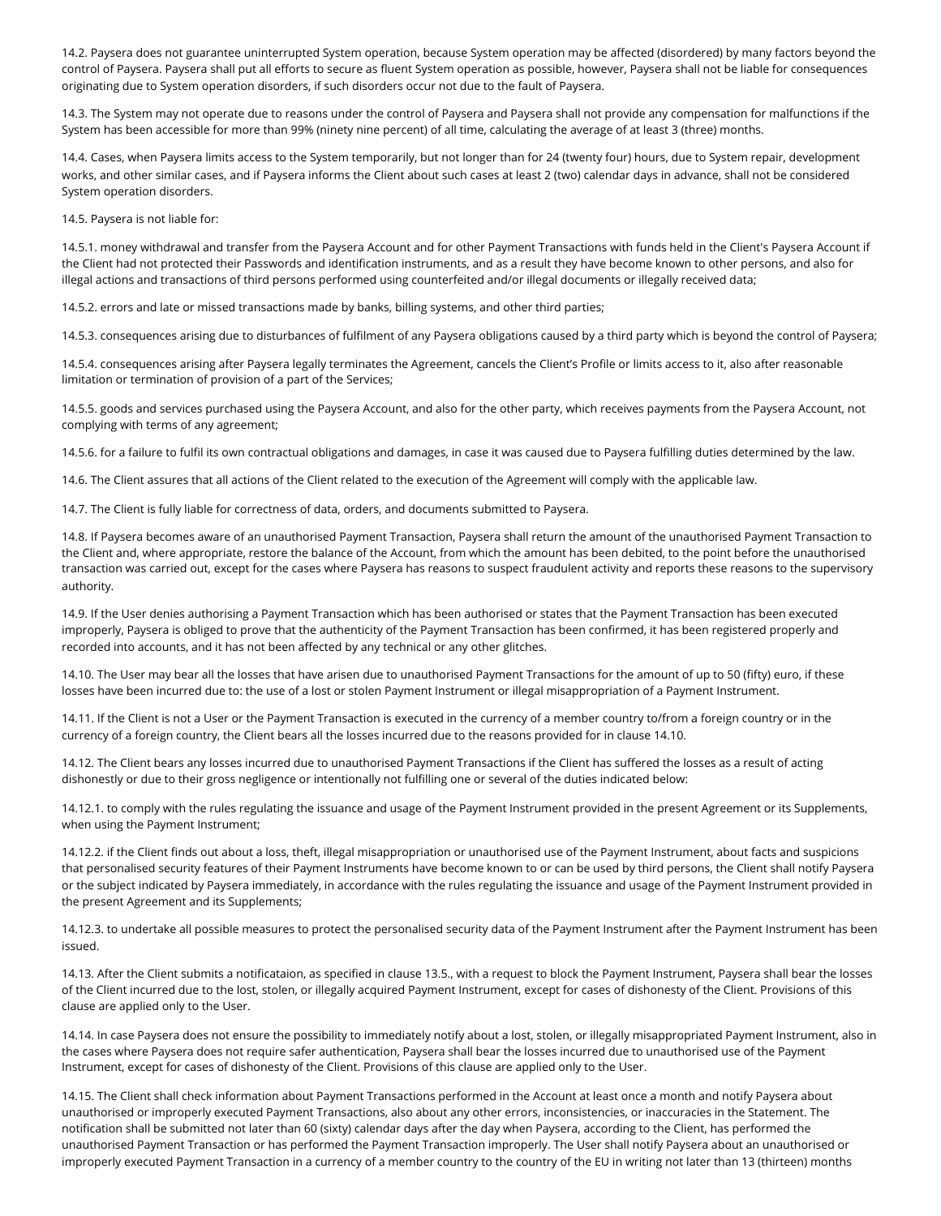14.2. Paysera does not guarantee uninterrupted System operation, because System operation may be affected (disordered) by many factors beyond the control of Paysera. Paysera shall put all efforts to secure as fluent System operation as possible, however, Paysera shall not be liable for consequences originating due to System operation disorders, if such disorders occur not due to the fault of Paysera.

14.3. The System may not operate due to reasons under the control of Paysera and Paysera shall not provide any compensation for malfunctions if the System has been accessible for more than 99% (ninety nine percent) of all time, calculating the average of at least 3 (three) months.

14.4. Cases, when Paysera limits access to the System temporarily, but not longer than for 24 (twenty four) hours, due to System repair, development works, and other similar cases, and if Paysera informs the Client about such cases at least 2 (two) calendar days in advance, shall not be considered System operation disorders.

14.5. Paysera is not liable for:

14.5.1. money withdrawal and transfer from the Paysera Account and for other Payment Transactions with funds held in the Client's Paysera Account if the Client had not protected their Passwords and identification instruments, and as a result they have become known to other persons, and also for illegal actions and transactions of third persons performed using counterfeited and/or illegal documents or illegally received data;

14.5.2. errors and late or missed transactions made by banks, billing systems, and other third parties;

14.5.3. consequences arising due to disturbances of fulfilment of any Paysera obligations caused by a third party which is beyond the control of Paysera;

14.5.4. consequences arising after Paysera legally terminates the Agreement, cancels the Client's Profile or limits access to it, also after reasonable limitation or termination of provision of a part of the Services;

14.5.5. goods and services purchased using the Paysera Account, and also for the other party, which receives payments from the Paysera Account, not complying with terms of any agreement;

14.5.6. for a failure to fulfil its own contractual obligations and damages, in case it was caused due to Paysera fulfilling duties determined by the law.

14.6. The Client assures that all actions of the Client related to the execution of the Agreement will comply with the applicable law.

14.7. The Client is fully liable for correctness of data, orders, and documents submitted to Paysera.

14.8. If Paysera becomes aware of an unauthorised Payment Transaction, Paysera shall return the amount of the unauthorised Payment Transaction to the Client and, where appropriate, restore the balance of the Account, from which the amount has been debited, to the point before the unauthorised transaction was carried out, except for the cases where Paysera has reasons to suspect fraudulent activity and reports these reasons to the supervisory authority.

14.9. If the User denies authorising a Payment Transaction which has been authorised or states that the Payment Transaction has been executed improperly, Paysera is obliged to prove that the authenticity of the Payment Transaction has been confirmed, it has been registered properly and recorded into accounts, and it has not been affected by any technical or any other glitches.

14.10. The User may bear all the losses that have arisen due to unauthorised Payment Transactions for the amount of up to 50 (fifty) euro, if these losses have been incurred due to: the use of a lost or stolen Payment Instrument or illegal misappropriation of a Payment Instrument.

14.11. If the Client is not a User or the Payment Transaction is executed in the currency of a member country to/from a foreign country or in the currency of a foreign country, the Client bears all the losses incurred due to the reasons provided for in clause 14.10.

14.12. The Client bears any losses incurred due to unauthorised Payment Transactions if the Client has suffered the losses as a result of acting dishonestly or due to their gross negligence or intentionally not fulfilling one or several of the duties indicated below:

14.12.1. to comply with the rules regulating the issuance and usage of the Payment Instrument provided in the present Agreement or its Supplements, when using the Payment Instrument;

14.12.2. if the Client finds out about a loss, theft, illegal misappropriation or unauthorised use of the Payment Instrument, about facts and suspicions that personalised security features of their Payment Instruments have become known to or can be used by third persons, the Client shall notify Paysera or the subject indicated by Paysera immediately, in accordance with the rules regulating the issuance and usage of the Payment Instrument provided in the present Agreement and its Supplements;

14.12.3. to undertake all possible measures to protect the personalised security data of the Payment Instrument after the Payment Instrument has been issued.

14.13. After the Client submits a notificataion, as specified in clause 13.5., with a request to block the Payment Instrument, Paysera shall bear the losses of the Client incurred due to the lost, stolen, or illegally acquired Payment Instrument, except for cases of dishonesty of the Client. Provisions of this clause are applied only to the User.

14.14. In case Paysera does not ensure the possibility to immediately notify about a lost, stolen, or illegally misappropriated Payment Instrument, also in the cases where Paysera does not require safer authentication, Paysera shall bear the losses incurred due to unauthorised use of the Payment Instrument, except for cases of dishonesty of the Client. Provisions of this clause are applied only to the User.

14.15. The Client shall check information about Payment Transactions performed in the Account at least once a month and notify Paysera about unauthorised or improperly executed Payment Transactions, also about any other errors, inconsistencies, or inaccuracies in the Statement. The notification shall be submitted not later than 60 (sixty) calendar days after the day when Paysera, according to the Client, has performed the unauthorised Payment Transaction or has performed the Payment Transaction improperly. The User shall notify Paysera about an unauthorised or improperly executed Payment Transaction in a currency of a member country to the country of the EU in writing not later than 13 (thirteen) months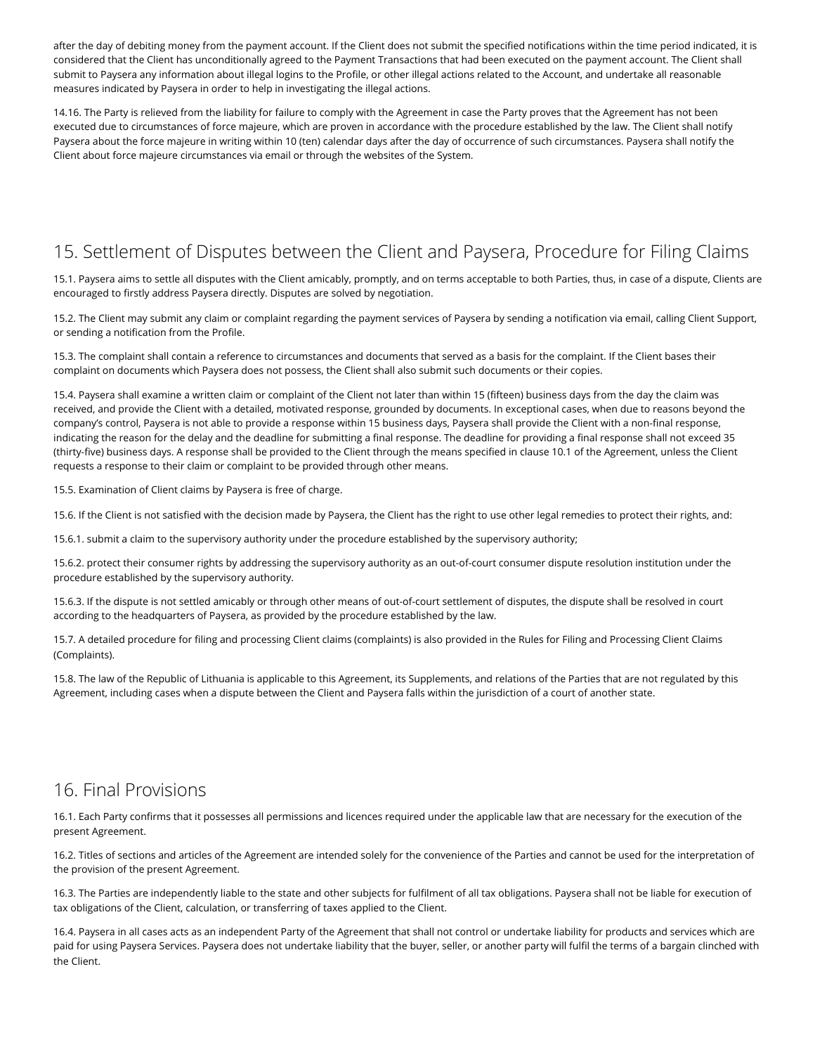after the day of debiting money from the payment account. If the Client does not submit the specified notifications within the time period indicated, it is considered that the Client has unconditionally agreed to the Payment Transactions that had been executed on the payment account. The Client shall submit to Paysera any information about illegal logins to the Profile, or other illegal actions related to the Account, and undertake all reasonable measures indicated by Paysera in order to help in investigating the illegal actions.

14.16. The Party is relieved from the liability for failure to comply with the Agreement in case the Party proves that the Agreement has not been executed due to circumstances of force majeure, which are proven in accordance with the procedure established by the law. The Client shall notify Paysera about the force majeure in writing within 10 (ten) calendar days after the day of occurrence of such circumstances. Paysera shall notify the Client about force majeure circumstances via email or through the websites of the System.

## 15. Settlement of Disputes between the Client and Paysera, Procedure for Filing Claims

15.1. Paysera aims to settle all disputes with the Client amicably, promptly, and on terms acceptable to both Parties, thus, in case of a dispute, Clients are encouraged to firstly address Paysera directly. Disputes are solved by negotiation.

15.2. The Client may submit any claim or complaint regarding the payment services of Paysera by sending a notification via email, calling Client Support, or sending a notification from the Profile.

15.3. The complaint shall contain a reference to circumstances and documents that served as a basis for the complaint. If the Client bases their complaint on documents which Paysera does not possess, the Client shall also submit such documents or their copies.

15.4. Paysera shall examine a written claim or complaint of the Client not later than within 15 (fifteen) business days from the day the claim was received, and provide the Client with a detailed, motivated response, grounded by documents. In exceptional cases, when due to reasons beyond the company's control, Paysera is not able to provide a response within 15 business days, Paysera shall provide the Client with a non-final response, indicating the reason for the delay and the deadline for submitting a final response. The deadline for providing a final response shall not exceed 35 (thirty-five) business days. A response shall be provided to the Client through the means specified in clause 10.1 of the Agreement, unless the Client requests a response to their claim or complaint to be provided through other means.

15.5. Examination of Client claims by Paysera is free of charge.

15.6. If the Client is not satisfied with the decision made by Paysera, the Client has the right to use other legal remedies to protect their rights, and:

15.6.1. submit a claim to the supervisory authority under the procedure established by the supervisory authority;

15.6.2. protect their consumer rights by addressing the supervisory authority as an out-of-court consumer dispute resolution institution under the procedure established by the supervisory authority.

15.6.3. If the dispute is not settled amicably or through other means of out-of-court settlement of disputes, the dispute shall be resolved in court according to the headquarters of Paysera, as provided by the procedure established by the law.

15.7. A detailed procedure for filing and processing Client claims (complaints) is also provided in the Rules for Filing and Processing Client Claims (Complaints).

15.8. The law of the Republic of Lithuania is applicable to this Agreement, its Supplements, and relations of the Parties that are not regulated by this Agreement, including cases when a dispute between the Client and Paysera falls within the jurisdiction of a court of another state.

## 16. Final Provisions

16.1. Each Party confirms that it possesses all permissions and licences required under the applicable law that are necessary for the execution of the present Agreement.

16.2. Titles of sections and articles of the Agreement are intended solely for the convenience of the Parties and cannot be used for the interpretation of the provision of the present Agreement.

16.3. The Parties are independently liable to the state and other subjects for fulfilment of all tax obligations. Paysera shall not be liable for execution of tax obligations of the Client, calculation, or transferring of taxes applied to the Client.

16.4. Paysera in all cases acts as an independent Party of the Agreement that shall not control or undertake liability for products and services which are paid for using Paysera Services. Paysera does not undertake liability that the buyer, seller, or another party will fulfil the terms of a bargain clinched with the Client.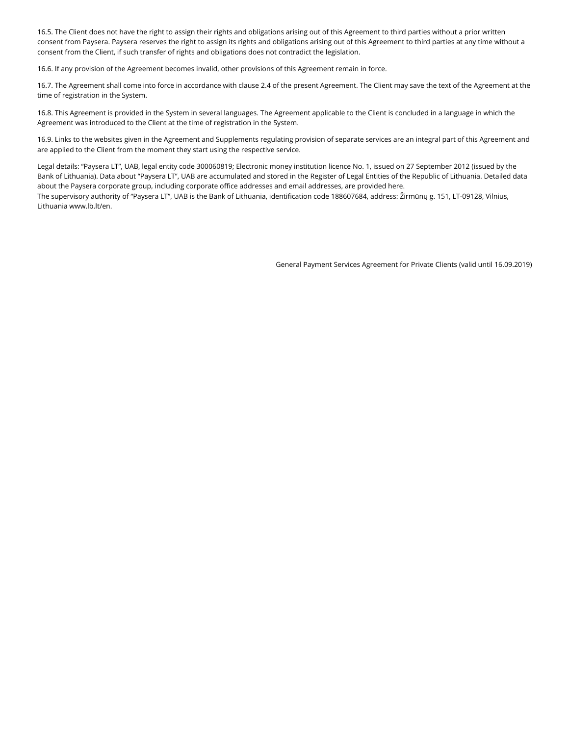16.5. The Client does not have the right to assign their rights and obligations arising out of this Agreement to third parties without a prior written consent from Paysera. Paysera reserves the right to assign its rights and obligations arising out of this Agreement to third parties at any time without a consent from the Client, if such transfer of rights and obligations does not contradict the legislation.

16.6. If any provision of the Agreement becomes invalid, other provisions of this Agreement remain in force.

16.7. The Agreement shall come into force in accordance with clause 2.4 of the present Agreement. The Client may save the text of the Agreement at the time of registration in the System.

16.8. This Agreement is provided in the System in several languages. The Agreement applicable to the Client is concluded in a language in which the Agreement was introduced to the Client at the time of registration in the System.

16.9. Links to the websites given in the Agreement and Supplements regulating provision of separate services are an integral part of this Agreement and are applied to the Client from the moment they start using the respective service.

Legal details: "Paysera LT", UAB, legal entity code 300060819; Electronic money institution licence No. 1, issued on 27 September 2012 (issued by the Bank of Lithuania). Data about "Paysera LT", UAB are accumulated and stored in the Register of Legal Entities of the Republic of Lithuania. Detailed data about the Paysera corporate group, including corporate office addresses and email addresses, are provided here.
The supervisory authority of "Paysera LT", UAB is the Bank of Lithuania, identification code 188607684, address: Žirmūnų g. 151, LT-09128, Vilnius, Lithuania www.lb.lt/en.

General Payment Services Agreement for Private Clients (valid until 16.09.2019)